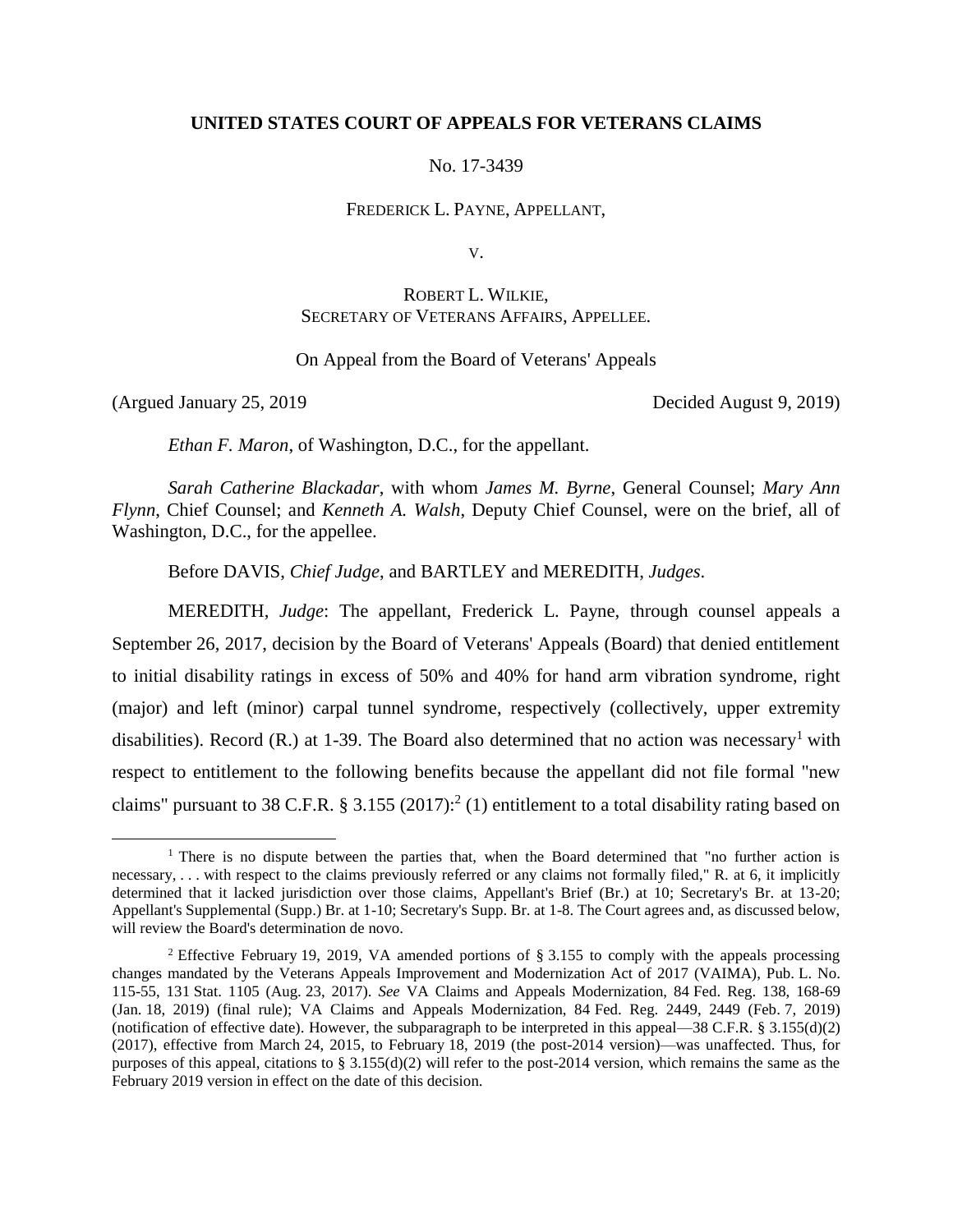**UNITED STATES COURT OF APPEALS FOR VETERANS CLAIMS**

No. 17-3439

FREDERICK L. PAYNE, APPELLANT,

V.

ROBERT L. WILKIE,
SECRETARY OF VETERANS AFFAIRS, APPELLEE.

On Appeal from the Board of Veterans' Appeals

(Argued January 25, 2019 Decided August 9, 2019)

*Ethan F. Maron*, of Washington, D.C., for the appellant.

*Sarah Catherine Blackadar*, with whom *James M. Byrne*, General Counsel; *Mary Ann Flynn*, Chief Counsel; and *Kenneth A. Walsh*, Deputy Chief Counsel, were on the brief, all of Washington, D.C., for the appellee.

Before DAVIS, *Chief Judge*, and BARTLEY and MEREDITH, *Judges*.

MEREDITH, *Judge*: The appellant, Frederick L. Payne, through counsel appeals a September 26, 2017, decision by the Board of Veterans' Appeals (Board) that denied entitlement to initial disability ratings in excess of 50% and 40% for hand arm vibration syndrome, right (major) and left (minor) carpal tunnel syndrome, respectively (collectively, upper extremity disabilities). Record (R.) at 1-39. The Board also determined that no action was necessary[1] with respect to entitlement to the following benefits because the appellant did not file formal "new claims" pursuant to 38 C.F.R. § 3.155 (2017):[2] (1) entitlement to a total disability rating based on

---

[1] There is no dispute between the parties that, when the Board determined that "no further action is necessary, . . . with respect to the claims previously referred or any claims not formally filed," R. at 6, it implicitly determined that it lacked jurisdiction over those claims, Appellant's Brief (Br.) at 10; Secretary's Br. at 13-20; Appellant's Supplemental (Supp.) Br. at 1-10; Secretary's Supp. Br. at 1-8. The Court agrees and, as discussed below, will review the Board's determination de novo.

[2] Effective February 19, 2019, VA amended portions of § 3.155 to comply with the appeals processing changes mandated by the Veterans Appeals Improvement and Modernization Act of 2017 (VAIMA), Pub. L. No. 115-55, 131 Stat. 1105 (Aug. 23, 2017). *See* VA Claims and Appeals Modernization, 84 Fed. Reg. 138, 168-69 (Jan. 18, 2019) (final rule); VA Claims and Appeals Modernization, 84 Fed. Reg. 2449, 2449 (Feb. 7, 2019) (notification of effective date). However, the subparagraph to be interpreted in this appeal—38 C.F.R. § 3.155(d)(2) (2017), effective from March 24, 2015, to February 18, 2019 (the post-2014 version)—was unaffected. Thus, for purposes of this appeal, citations to § 3.155(d)(2) will refer to the post-2014 version, which remains the same as the February 2019 version in effect on the date of this decision.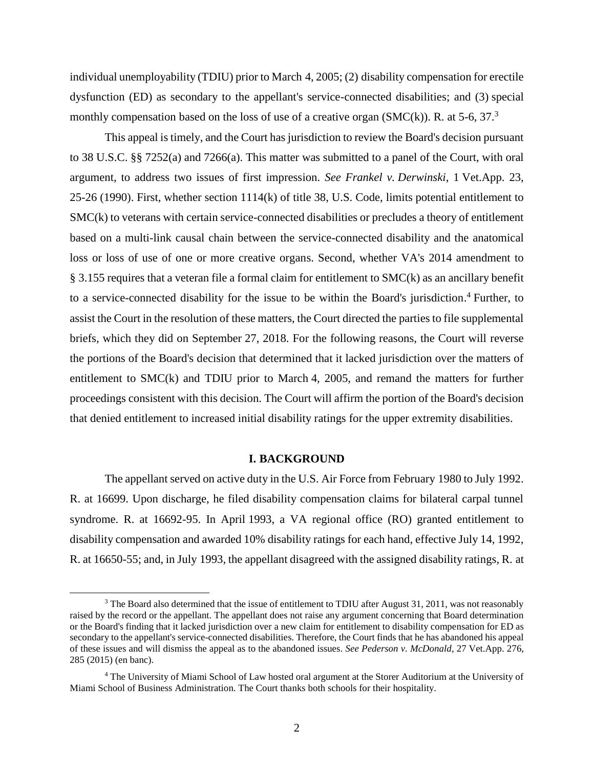individual unemployability (TDIU) prior to March 4, 2005; (2) disability compensation for erectile dysfunction (ED) as secondary to the appellant's service-connected disabilities; and (3) special monthly compensation based on the loss of use of a creative organ (SMC(k)). R. at 5-6, 37.[3]

This appeal is timely, and the Court has jurisdiction to review the Board's decision pursuant to 38 U.S.C. §§ 7252(a) and 7266(a). This matter was submitted to a panel of the Court, with oral argument, to address two issues of first impression. *See Frankel v. Derwinski*, 1 Vet.App. 23, 25-26 (1990). First, whether section 1114(k) of title 38, U.S. Code, limits potential entitlement to SMC(k) to veterans with certain service-connected disabilities or precludes a theory of entitlement based on a multi-link causal chain between the service-connected disability and the anatomical loss or loss of use of one or more creative organs. Second, whether VA's 2014 amendment to § 3.155 requires that a veteran file a formal claim for entitlement to SMC(k) as an ancillary benefit to a service-connected disability for the issue to be within the Board's jurisdiction.[4] Further, to assist the Court in the resolution of these matters, the Court directed the parties to file supplemental briefs, which they did on September 27, 2018. For the following reasons, the Court will reverse the portions of the Board's decision that determined that it lacked jurisdiction over the matters of entitlement to SMC(k) and TDIU prior to March 4, 2005, and remand the matters for further proceedings consistent with this decision. The Court will affirm the portion of the Board's decision that denied entitlement to increased initial disability ratings for the upper extremity disabilities.

## I. BACKGROUND

The appellant served on active duty in the U.S. Air Force from February 1980 to July 1992. R. at 16699. Upon discharge, he filed disability compensation claims for bilateral carpal tunnel syndrome. R. at 16692-95. In April 1993, a VA regional office (RO) granted entitlement to disability compensation and awarded 10% disability ratings for each hand, effective July 14, 1992, R. at 16650-55; and, in July 1993, the appellant disagreed with the assigned disability ratings, R. at

---

[3] The Board also determined that the issue of entitlement to TDIU after August 31, 2011, was not reasonably raised by the record or the appellant. The appellant does not raise any argument concerning that Board determination or the Board's finding that it lacked jurisdiction over a new claim for entitlement to disability compensation for ED as secondary to the appellant's service-connected disabilities. Therefore, the Court finds that he has abandoned his appeal of these issues and will dismiss the appeal as to the abandoned issues. *See Pederson v. McDonald*, 27 Vet.App. 276, 285 (2015) (en banc).

[4] The University of Miami School of Law hosted oral argument at the Storer Auditorium at the University of Miami School of Business Administration. The Court thanks both schools for their hospitality.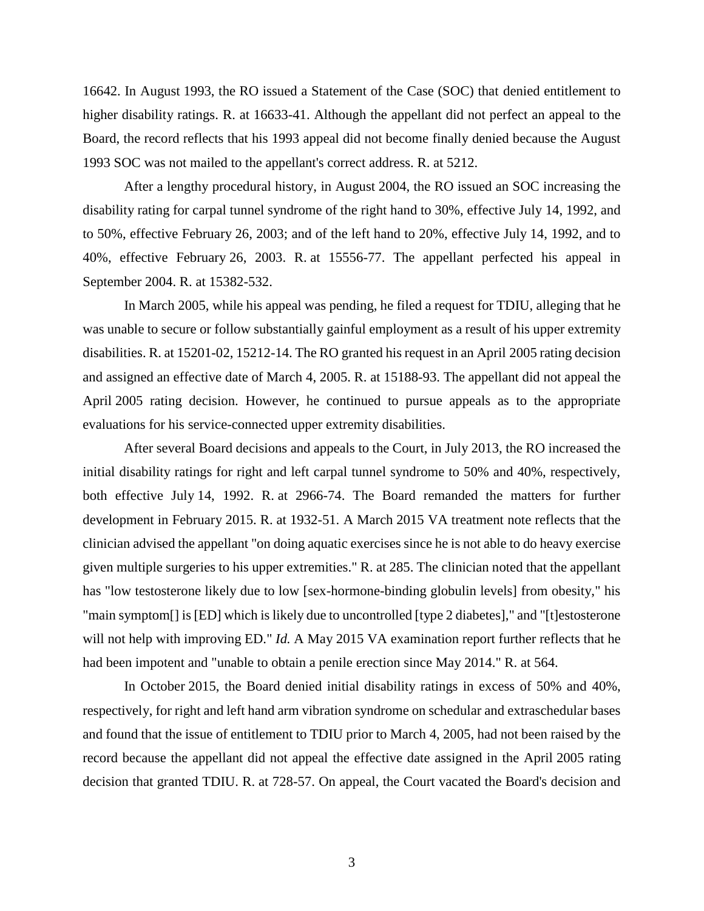16642. In August 1993, the RO issued a Statement of the Case (SOC) that denied entitlement to higher disability ratings. R. at 16633-41. Although the appellant did not perfect an appeal to the Board, the record reflects that his 1993 appeal did not become finally denied because the August 1993 SOC was not mailed to the appellant's correct address. R. at 5212.

After a lengthy procedural history, in August 2004, the RO issued an SOC increasing the disability rating for carpal tunnel syndrome of the right hand to 30%, effective July 14, 1992, and to 50%, effective February 26, 2003; and of the left hand to 20%, effective July 14, 1992, and to 40%, effective February 26, 2003. R. at 15556-77. The appellant perfected his appeal in September 2004. R. at 15382-532.

In March 2005, while his appeal was pending, he filed a request for TDIU, alleging that he was unable to secure or follow substantially gainful employment as a result of his upper extremity disabilities. R. at 15201-02, 15212-14. The RO granted his request in an April 2005 rating decision and assigned an effective date of March 4, 2005. R. at 15188-93. The appellant did not appeal the April 2005 rating decision. However, he continued to pursue appeals as to the appropriate evaluations for his service-connected upper extremity disabilities.

After several Board decisions and appeals to the Court, in July 2013, the RO increased the initial disability ratings for right and left carpal tunnel syndrome to 50% and 40%, respectively, both effective July 14, 1992. R. at 2966-74. The Board remanded the matters for further development in February 2015. R. at 1932-51. A March 2015 VA treatment note reflects that the clinician advised the appellant "on doing aquatic exercises since he is not able to do heavy exercise given multiple surgeries to his upper extremities." R. at 285. The clinician noted that the appellant has "low testosterone likely due to low [sex-hormone-binding globulin levels] from obesity," his "main symptom[] is [ED] which is likely due to uncontrolled [type 2 diabetes]," and "[t]estosterone will not help with improving ED." *Id.* A May 2015 VA examination report further reflects that he had been impotent and "unable to obtain a penile erection since May 2014." R. at 564.

In October 2015, the Board denied initial disability ratings in excess of 50% and 40%, respectively, for right and left hand arm vibration syndrome on schedular and extraschedular bases and found that the issue of entitlement to TDIU prior to March 4, 2005, had not been raised by the record because the appellant did not appeal the effective date assigned in the April 2005 rating decision that granted TDIU. R. at 728-57. On appeal, the Court vacated the Board's decision and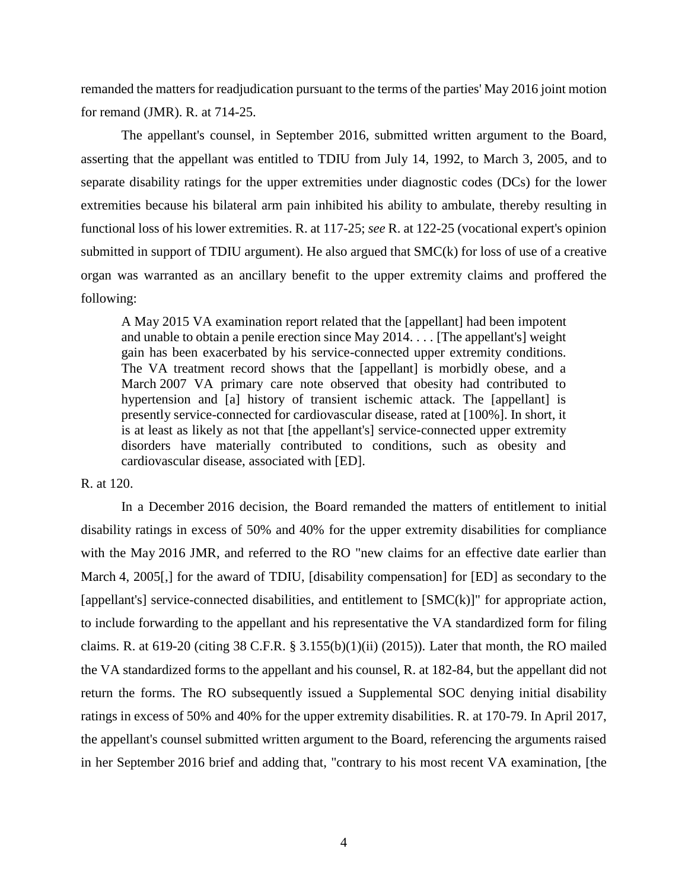remanded the matters for readjudication pursuant to the terms of the parties' May 2016 joint motion for remand (JMR). R. at 714-25.

The appellant's counsel, in September 2016, submitted written argument to the Board, asserting that the appellant was entitled to TDIU from July 14, 1992, to March 3, 2005, and to separate disability ratings for the upper extremities under diagnostic codes (DCs) for the lower extremities because his bilateral arm pain inhibited his ability to ambulate, thereby resulting in functional loss of his lower extremities. R. at 117-25; *see* R. at 122-25 (vocational expert's opinion submitted in support of TDIU argument). He also argued that SMC(k) for loss of use of a creative organ was warranted as an ancillary benefit to the upper extremity claims and proffered the following:

> A May 2015 VA examination report related that the [appellant] had been impotent and unable to obtain a penile erection since May 2014. . . . [The appellant's] weight gain has been exacerbated by his service-connected upper extremity conditions. The VA treatment record shows that the [appellant] is morbidly obese, and a March 2007 VA primary care note observed that obesity had contributed to hypertension and [a] history of transient ischemic attack. The [appellant] is presently service-connected for cardiovascular disease, rated at [100%]. In short, it is at least as likely as not that [the appellant's] service-connected upper extremity disorders have materially contributed to conditions, such as obesity and cardiovascular disease, associated with [ED].

R. at 120.

In a December 2016 decision, the Board remanded the matters of entitlement to initial disability ratings in excess of 50% and 40% for the upper extremity disabilities for compliance with the May 2016 JMR, and referred to the RO "new claims for an effective date earlier than March 4, 2005[,] for the award of TDIU, [disability compensation] for [ED] as secondary to the [appellant's] service-connected disabilities, and entitlement to [SMC(k)]" for appropriate action, to include forwarding to the appellant and his representative the VA standardized form for filing claims. R. at 619-20 (citing 38 C.F.R. § 3.155(b)(1)(ii) (2015)). Later that month, the RO mailed the VA standardized forms to the appellant and his counsel, R. at 182-84, but the appellant did not return the forms. The RO subsequently issued a Supplemental SOC denying initial disability ratings in excess of 50% and 40% for the upper extremity disabilities. R. at 170-79. In April 2017, the appellant's counsel submitted written argument to the Board, referencing the arguments raised in her September 2016 brief and adding that, "contrary to his most recent VA examination, [the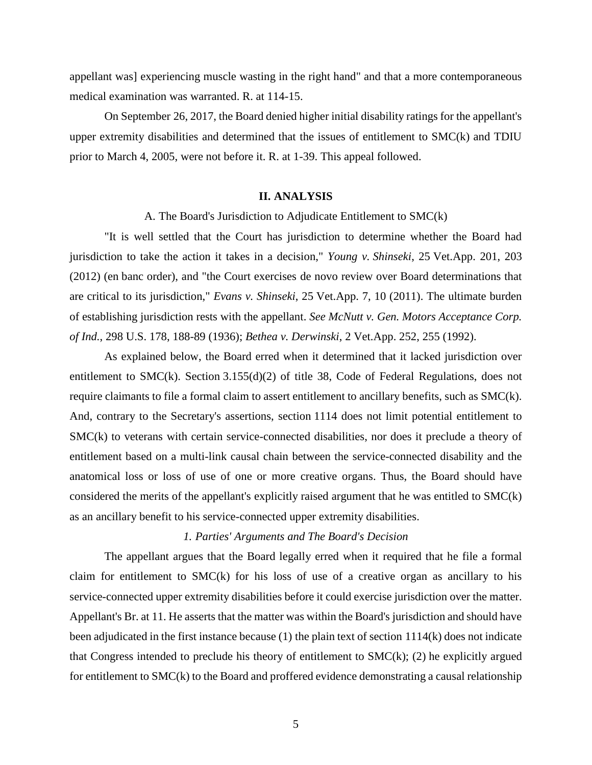appellant was] experiencing muscle wasting in the right hand" and that a more contemporaneous medical examination was warranted. R. at 114-15.

On September 26, 2017, the Board denied higher initial disability ratings for the appellant's upper extremity disabilities and determined that the issues of entitlement to SMC(k) and TDIU prior to March 4, 2005, were not before it. R. at 1-39. This appeal followed.

## II. ANALYSIS

### A. The Board's Jurisdiction to Adjudicate Entitlement to SMC(k)

"It is well settled that the Court has jurisdiction to determine whether the Board had jurisdiction to take the action it takes in a decision," *Young v. Shinseki*, 25 Vet.App. 201, 203 (2012) (en banc order), and "the Court exercises de novo review over Board determinations that are critical to its jurisdiction," *Evans v. Shinseki*, 25 Vet.App. 7, 10 (2011). The ultimate burden of establishing jurisdiction rests with the appellant. *See McNutt v. Gen. Motors Acceptance Corp. of Ind.*, 298 U.S. 178, 188-89 (1936); *Bethea v. Derwinski*, 2 Vet.App. 252, 255 (1992).

As explained below, the Board erred when it determined that it lacked jurisdiction over entitlement to SMC(k). Section 3.155(d)(2) of title 38, Code of Federal Regulations, does not require claimants to file a formal claim to assert entitlement to ancillary benefits, such as SMC(k). And, contrary to the Secretary's assertions, section 1114 does not limit potential entitlement to SMC(k) to veterans with certain service-connected disabilities, nor does it preclude a theory of entitlement based on a multi-link causal chain between the service-connected disability and the anatomical loss or loss of use of one or more creative organs. Thus, the Board should have considered the merits of the appellant's explicitly raised argument that he was entitled to SMC(k) as an ancillary benefit to his service-connected upper extremity disabilities.

#### *1. Parties' Arguments and The Board's Decision*

The appellant argues that the Board legally erred when it required that he file a formal claim for entitlement to SMC(k) for his loss of use of a creative organ as ancillary to his service-connected upper extremity disabilities before it could exercise jurisdiction over the matter. Appellant's Br. at 11. He asserts that the matter was within the Board's jurisdiction and should have been adjudicated in the first instance because (1) the plain text of section 1114(k) does not indicate that Congress intended to preclude his theory of entitlement to SMC(k); (2) he explicitly argued for entitlement to SMC(k) to the Board and proffered evidence demonstrating a causal relationship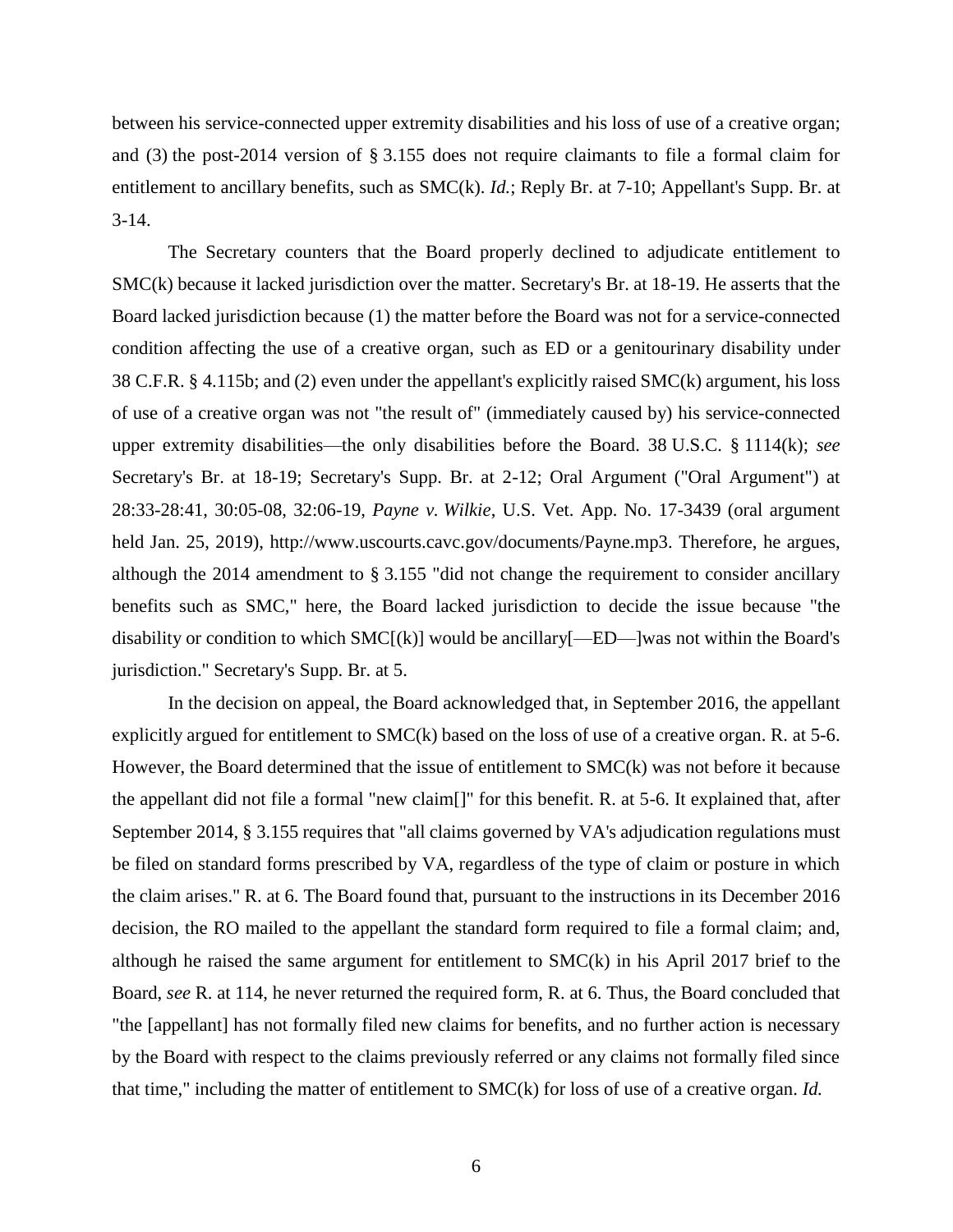between his service-connected upper extremity disabilities and his loss of use of a creative organ; and (3) the post-2014 version of § 3.155 does not require claimants to file a formal claim for entitlement to ancillary benefits, such as SMC(k). *Id.*; Reply Br. at 7-10; Appellant's Supp. Br. at 3-14.

The Secretary counters that the Board properly declined to adjudicate entitlement to SMC(k) because it lacked jurisdiction over the matter. Secretary's Br. at 18-19. He asserts that the Board lacked jurisdiction because (1) the matter before the Board was not for a service-connected condition affecting the use of a creative organ, such as ED or a genitourinary disability under 38 C.F.R. § 4.115b; and (2) even under the appellant's explicitly raised SMC(k) argument, his loss of use of a creative organ was not "the result of" (immediately caused by) his service-connected upper extremity disabilities—the only disabilities before the Board. 38 U.S.C. § 1114(k); *see* Secretary's Br. at 18-19; Secretary's Supp. Br. at 2-12; Oral Argument ("Oral Argument") at 28:33-28:41, 30:05-08, 32:06-19, *Payne v. Wilkie*, U.S. Vet. App. No. 17-3439 (oral argument held Jan. 25, 2019), http://www.uscourts.cavc.gov/documents/Payne.mp3. Therefore, he argues, although the 2014 amendment to § 3.155 "did not change the requirement to consider ancillary benefits such as SMC," here, the Board lacked jurisdiction to decide the issue because "the disability or condition to which SMC[(k)] would be ancillary[—ED—]was not within the Board's jurisdiction." Secretary's Supp. Br. at 5.

In the decision on appeal, the Board acknowledged that, in September 2016, the appellant explicitly argued for entitlement to SMC(k) based on the loss of use of a creative organ. R. at 5-6. However, the Board determined that the issue of entitlement to SMC(k) was not before it because the appellant did not file a formal "new claim[]" for this benefit. R. at 5-6. It explained that, after September 2014, § 3.155 requires that "all claims governed by VA's adjudication regulations must be filed on standard forms prescribed by VA, regardless of the type of claim or posture in which the claim arises." R. at 6. The Board found that, pursuant to the instructions in its December 2016 decision, the RO mailed to the appellant the standard form required to file a formal claim; and, although he raised the same argument for entitlement to SMC(k) in his April 2017 brief to the Board, *see* R. at 114, he never returned the required form, R. at 6. Thus, the Board concluded that "the [appellant] has not formally filed new claims for benefits, and no further action is necessary by the Board with respect to the claims previously referred or any claims not formally filed since that time," including the matter of entitlement to SMC(k) for loss of use of a creative organ. *Id.*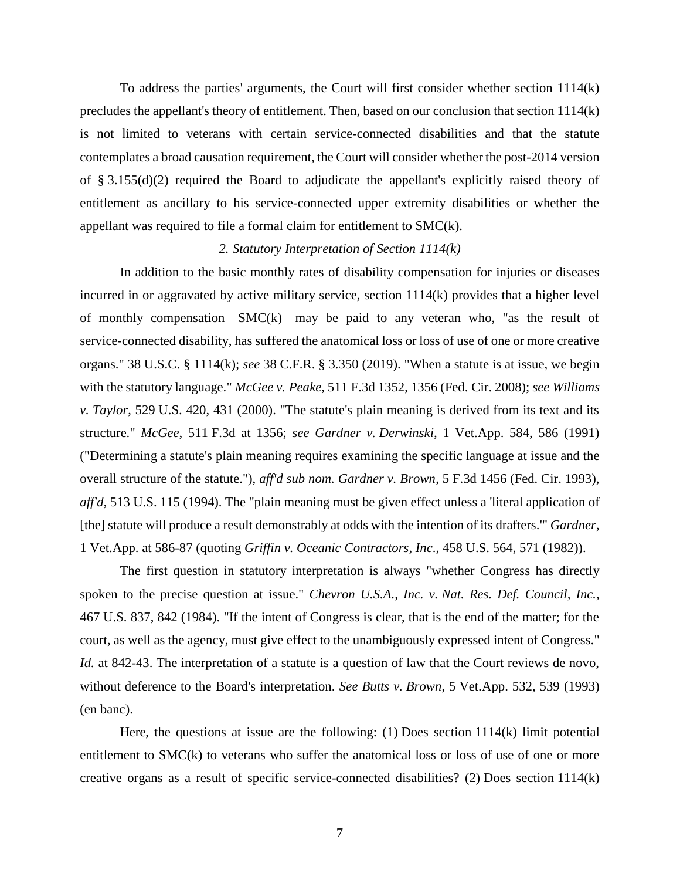To address the parties' arguments, the Court will first consider whether section 1114(k) precludes the appellant's theory of entitlement. Then, based on our conclusion that section 1114(k) is not limited to veterans with certain service-connected disabilities and that the statute contemplates a broad causation requirement, the Court will consider whether the post-2014 version of § 3.155(d)(2) required the Board to adjudicate the appellant's explicitly raised theory of entitlement as ancillary to his service-connected upper extremity disabilities or whether the appellant was required to file a formal claim for entitlement to SMC(k).

*2. Statutory Interpretation of Section 1114(k)*

In addition to the basic monthly rates of disability compensation for injuries or diseases incurred in or aggravated by active military service, section 1114(k) provides that a higher level of monthly compensation—SMC(k)—may be paid to any veteran who, "as the result of service-connected disability, has suffered the anatomical loss or loss of use of one or more creative organs." 38 U.S.C. § 1114(k); *see* 38 C.F.R. § 3.350 (2019). "When a statute is at issue, we begin with the statutory language." *McGee v. Peake*, 511 F.3d 1352, 1356 (Fed. Cir. 2008); *see Williams v. Taylor*, 529 U.S. 420, 431 (2000). "The statute's plain meaning is derived from its text and its structure." *McGee*, 511 F.3d at 1356; *see Gardner v. Derwinski*, 1 Vet.App. 584, 586 (1991) ("Determining a statute's plain meaning requires examining the specific language at issue and the overall structure of the statute."), *aff'd sub nom. Gardner v. Brown*, 5 F.3d 1456 (Fed. Cir. 1993), *aff'd*, 513 U.S. 115 (1994). The "plain meaning must be given effect unless a 'literal application of [the] statute will produce a result demonstrably at odds with the intention of its drafters.'" *Gardner*, 1 Vet.App. at 586-87 (quoting *Griffin v. Oceanic Contractors, Inc*., 458 U.S. 564, 571 (1982)).

The first question in statutory interpretation is always "whether Congress has directly spoken to the precise question at issue." *Chevron U.S.A., Inc. v. Nat. Res. Def. Council, Inc.*, 467 U.S. 837, 842 (1984). "If the intent of Congress is clear, that is the end of the matter; for the court, as well as the agency, must give effect to the unambiguously expressed intent of Congress." *Id.* at 842-43. The interpretation of a statute is a question of law that the Court reviews de novo, without deference to the Board's interpretation. *See Butts v. Brown*, 5 Vet.App. 532, 539 (1993) (en banc).

Here, the questions at issue are the following: (1) Does section 1114(k) limit potential entitlement to SMC(k) to veterans who suffer the anatomical loss or loss of use of one or more creative organs as a result of specific service-connected disabilities? (2) Does section 1114(k)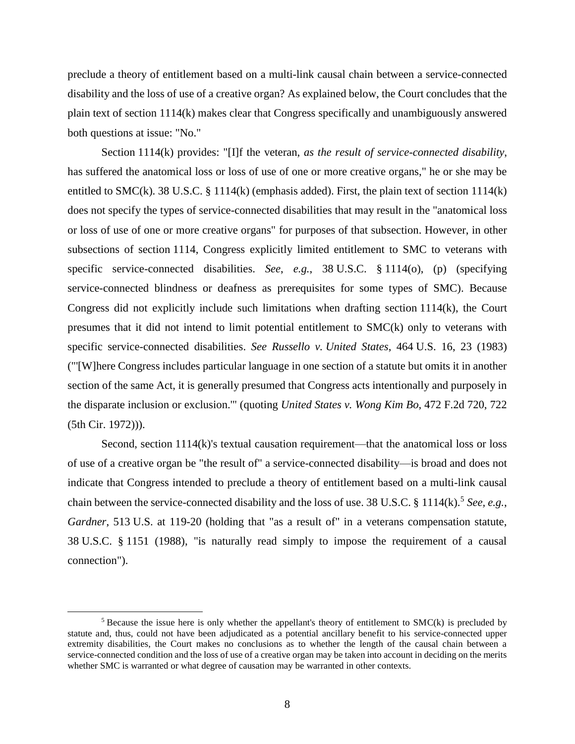preclude a theory of entitlement based on a multi-link causal chain between a service-connected disability and the loss of use of a creative organ? As explained below, the Court concludes that the plain text of section 1114(k) makes clear that Congress specifically and unambiguously answered both questions at issue: "No."

Section 1114(k) provides: "[I]f the veteran, *as the result of service-connected disability*, has suffered the anatomical loss or loss of use of one or more creative organs," he or she may be entitled to SMC(k). 38 U.S.C. § 1114(k) (emphasis added). First, the plain text of section 1114(k) does not specify the types of service-connected disabilities that may result in the "anatomical loss or loss of use of one or more creative organs" for purposes of that subsection. However, in other subsections of section 1114, Congress explicitly limited entitlement to SMC to veterans with specific service-connected disabilities. *See, e.g.*, 38 U.S.C. § 1114(o), (p) (specifying service-connected blindness or deafness as prerequisites for some types of SMC). Because Congress did not explicitly include such limitations when drafting section 1114(k), the Court presumes that it did not intend to limit potential entitlement to SMC(k) only to veterans with specific service-connected disabilities. *See Russello v. United States*, 464 U.S. 16, 23 (1983) ("'[W]here Congress includes particular language in one section of a statute but omits it in another section of the same Act, it is generally presumed that Congress acts intentionally and purposely in the disparate inclusion or exclusion.'" (quoting *United States v. Wong Kim Bo*, 472 F.2d 720, 722 (5th Cir. 1972))).

Second, section 1114(k)'s textual causation requirement—that the anatomical loss or loss of use of a creative organ be "the result of" a service-connected disability—is broad and does not indicate that Congress intended to preclude a theory of entitlement based on a multi-link causal chain between the service-connected disability and the loss of use. 38 U.S.C. § 1114(k).[5] *See, e.g.*, *Gardner*, 513 U.S. at 119-20 (holding that "as a result of" in a veterans compensation statute, 38 U.S.C. § 1151 (1988), "is naturally read simply to impose the requirement of a causal connection").

[5] Because the issue here is only whether the appellant's theory of entitlement to SMC(k) is precluded by statute and, thus, could not have been adjudicated as a potential ancillary benefit to his service-connected upper extremity disabilities, the Court makes no conclusions as to whether the length of the causal chain between a service-connected condition and the loss of use of a creative organ may be taken into account in deciding on the merits whether SMC is warranted or what degree of causation may be warranted in other contexts.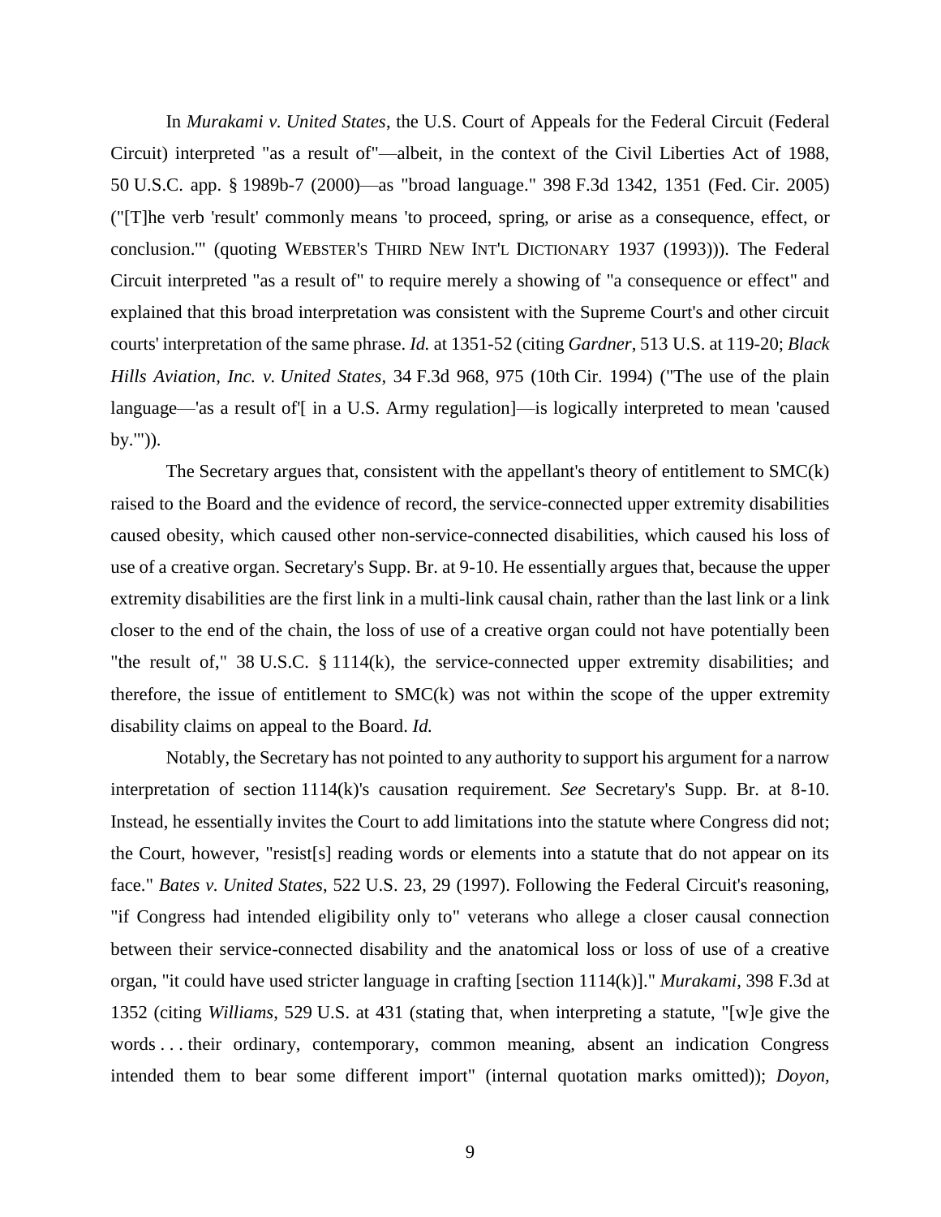In *Murakami v. United States*, the U.S. Court of Appeals for the Federal Circuit (Federal Circuit) interpreted "as a result of"—albeit, in the context of the Civil Liberties Act of 1988, 50 U.S.C. app. § 1989b-7 (2000)—as "broad language." 398 F.3d 1342, 1351 (Fed. Cir. 2005) ("[T]he verb 'result' commonly means 'to proceed, spring, or arise as a consequence, effect, or conclusion.'" (quoting WEBSTER'S THIRD NEW INT'L DICTIONARY 1937 (1993))). The Federal Circuit interpreted "as a result of" to require merely a showing of "a consequence or effect" and explained that this broad interpretation was consistent with the Supreme Court's and other circuit courts' interpretation of the same phrase. *Id.* at 1351-52 (citing *Gardner*, 513 U.S. at 119-20; *Black Hills Aviation, Inc. v. United States*, 34 F.3d 968, 975 (10th Cir. 1994) ("The use of the plain language—'as a result of'[ in a U.S. Army regulation]—is logically interpreted to mean 'caused by.'")).

The Secretary argues that, consistent with the appellant's theory of entitlement to SMC(k) raised to the Board and the evidence of record, the service-connected upper extremity disabilities caused obesity, which caused other non-service-connected disabilities, which caused his loss of use of a creative organ. Secretary's Supp. Br. at 9-10. He essentially argues that, because the upper extremity disabilities are the first link in a multi-link causal chain, rather than the last link or a link closer to the end of the chain, the loss of use of a creative organ could not have potentially been "the result of," 38 U.S.C. § 1114(k), the service-connected upper extremity disabilities; and therefore, the issue of entitlement to SMC(k) was not within the scope of the upper extremity disability claims on appeal to the Board. *Id.*

Notably, the Secretary has not pointed to any authority to support his argument for a narrow interpretation of section 1114(k)'s causation requirement. *See* Secretary's Supp. Br. at 8-10. Instead, he essentially invites the Court to add limitations into the statute where Congress did not; the Court, however, "resist[s] reading words or elements into a statute that do not appear on its face." *Bates v. United States*, 522 U.S. 23, 29 (1997). Following the Federal Circuit's reasoning, "if Congress had intended eligibility only to" veterans who allege a closer causal connection between their service-connected disability and the anatomical loss or loss of use of a creative organ, "it could have used stricter language in crafting [section 1114(k)]." *Murakami*, 398 F.3d at 1352 (citing *Williams*, 529 U.S. at 431 (stating that, when interpreting a statute, "[w]e give the words . . . their ordinary, contemporary, common meaning, absent an indication Congress intended them to bear some different import" (internal quotation marks omitted)); *Doyon*,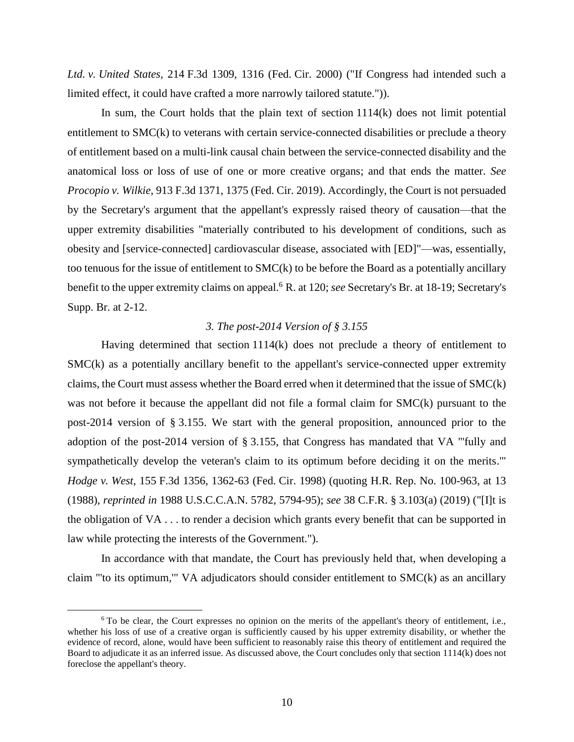*Ltd. v. United States*, 214 F.3d 1309, 1316 (Fed. Cir. 2000) ("If Congress had intended such a limited effect, it could have crafted a more narrowly tailored statute.")).

In sum, the Court holds that the plain text of section 1114(k) does not limit potential entitlement to SMC(k) to veterans with certain service-connected disabilities or preclude a theory of entitlement based on a multi-link causal chain between the service-connected disability and the anatomical loss or loss of use of one or more creative organs; and that ends the matter. *See Procopio v. Wilkie*, 913 F.3d 1371, 1375 (Fed. Cir. 2019). Accordingly, the Court is not persuaded by the Secretary's argument that the appellant's expressly raised theory of causation—that the upper extremity disabilities "materially contributed to his development of conditions, such as obesity and [service-connected] cardiovascular disease, associated with [ED]"—was, essentially, too tenuous for the issue of entitlement to SMC(k) to be before the Board as a potentially ancillary benefit to the upper extremity claims on appeal.[6] R. at 120; *see* Secretary's Br. at 18-19; Secretary's Supp. Br. at 2-12.

### *3. The post-2014 Version of § 3.155*

Having determined that section 1114(k) does not preclude a theory of entitlement to SMC(k) as a potentially ancillary benefit to the appellant's service-connected upper extremity claims, the Court must assess whether the Board erred when it determined that the issue of SMC(k) was not before it because the appellant did not file a formal claim for SMC(k) pursuant to the post-2014 version of § 3.155. We start with the general proposition, announced prior to the adoption of the post-2014 version of § 3.155, that Congress has mandated that VA "'fully and sympathetically develop the veteran's claim to its optimum before deciding it on the merits.'" *Hodge v. West*, 155 F.3d 1356, 1362-63 (Fed. Cir. 1998) (quoting H.R. Rep. No. 100-963, at 13 (1988), *reprinted in* 1988 U.S.C.C.A.N. 5782, 5794-95); *see* 38 C.F.R. § 3.103(a) (2019) ("[I]t is the obligation of VA . . . to render a decision which grants every benefit that can be supported in law while protecting the interests of the Government.").

In accordance with that mandate, the Court has previously held that, when developing a claim "'to its optimum,'" VA adjudicators should consider entitlement to SMC(k) as an ancillary

[6] To be clear, the Court expresses no opinion on the merits of the appellant's theory of entitlement, i.e., whether his loss of use of a creative organ is sufficiently caused by his upper extremity disability, or whether the evidence of record, alone, would have been sufficient to reasonably raise this theory of entitlement and required the Board to adjudicate it as an inferred issue. As discussed above, the Court concludes only that section 1114(k) does not foreclose the appellant's theory.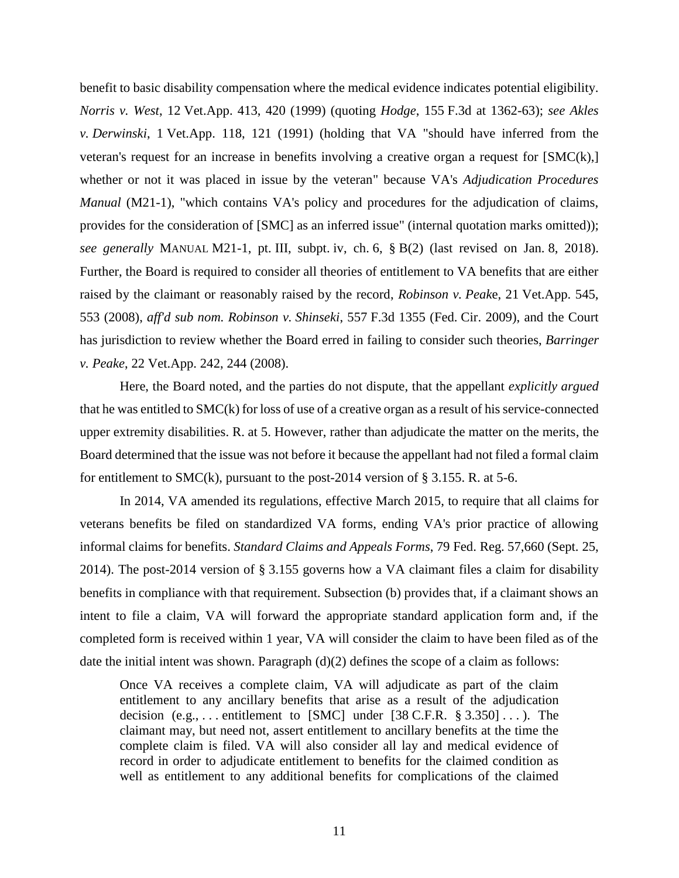benefit to basic disability compensation where the medical evidence indicates potential eligibility. *Norris v. West*, 12 Vet.App. 413, 420 (1999) (quoting *Hodge*, 155 F.3d at 1362-63); *see Akles v. Derwinski*, 1 Vet.App. 118, 121 (1991) (holding that VA "should have inferred from the veteran's request for an increase in benefits involving a creative organ a request for [SMC(k),] whether or not it was placed in issue by the veteran" because VA's *Adjudication Procedures Manual* (M21-1), "which contains VA's policy and procedures for the adjudication of claims, provides for the consideration of [SMC] as an inferred issue" (internal quotation marks omitted)); *see generally* MANUAL M21-1, pt. III, subpt. iv, ch. 6, § B(2) (last revised on Jan. 8, 2018). Further, the Board is required to consider all theories of entitlement to VA benefits that are either raised by the claimant or reasonably raised by the record, *Robinson v. Peake*, 21 Vet.App. 545, 553 (2008), *aff'd sub nom. Robinson v. Shinseki*, 557 F.3d 1355 (Fed. Cir. 2009), and the Court has jurisdiction to review whether the Board erred in failing to consider such theories, *Barringer v. Peake*, 22 Vet.App. 242, 244 (2008).

Here, the Board noted, and the parties do not dispute, that the appellant *explicitly argued* that he was entitled to SMC(k) for loss of use of a creative organ as a result of his service-connected upper extremity disabilities. R. at 5. However, rather than adjudicate the matter on the merits, the Board determined that the issue was not before it because the appellant had not filed a formal claim for entitlement to SMC(k), pursuant to the post-2014 version of § 3.155. R. at 5-6.

In 2014, VA amended its regulations, effective March 2015, to require that all claims for veterans benefits be filed on standardized VA forms, ending VA's prior practice of allowing informal claims for benefits. *Standard Claims and Appeals Forms*, 79 Fed. Reg. 57,660 (Sept. 25, 2014). The post-2014 version of § 3.155 governs how a VA claimant files a claim for disability benefits in compliance with that requirement. Subsection (b) provides that, if a claimant shows an intent to file a claim, VA will forward the appropriate standard application form and, if the completed form is received within 1 year, VA will consider the claim to have been filed as of the date the initial intent was shown. Paragraph (d)(2) defines the scope of a claim as follows:

> Once VA receives a complete claim, VA will adjudicate as part of the claim entitlement to any ancillary benefits that arise as a result of the adjudication decision (e.g., . . . entitlement to [SMC] under [38 C.F.R. § 3.350] . . . ). The claimant may, but need not, assert entitlement to ancillary benefits at the time the complete claim is filed. VA will also consider all lay and medical evidence of record in order to adjudicate entitlement to benefits for the claimed condition as well as entitlement to any additional benefits for complications of the claimed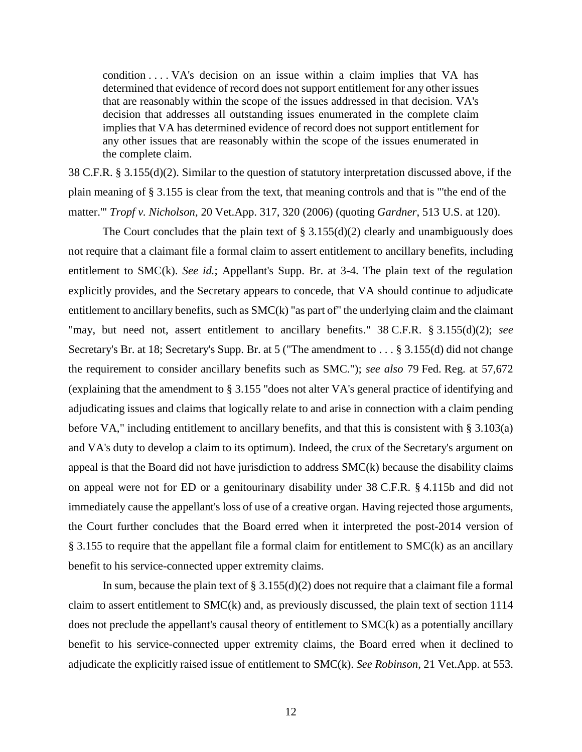> condition . . . . VA's decision on an issue within a claim implies that VA has determined that evidence of record does not support entitlement for any other issues that are reasonably within the scope of the issues addressed in that decision. VA's decision that addresses all outstanding issues enumerated in the complete claim implies that VA has determined evidence of record does not support entitlement for any other issues that are reasonably within the scope of the issues enumerated in the complete claim.

38 C.F.R. § 3.155(d)(2). Similar to the question of statutory interpretation discussed above, if the plain meaning of § 3.155 is clear from the text, that meaning controls and that is "'the end of the matter.'" *Tropf v. Nicholson*, 20 Vet.App. 317, 320 (2006) (quoting *Gardner*, 513 U.S. at 120).

The Court concludes that the plain text of § 3.155(d)(2) clearly and unambiguously does not require that a claimant file a formal claim to assert entitlement to ancillary benefits, including entitlement to SMC(k). *See id.*; Appellant's Supp. Br. at 3-4. The plain text of the regulation explicitly provides, and the Secretary appears to concede, that VA should continue to adjudicate entitlement to ancillary benefits, such as SMC(k) "as part of" the underlying claim and the claimant "may, but need not, assert entitlement to ancillary benefits." 38 C.F.R. § 3.155(d)(2); *see* Secretary's Br. at 18; Secretary's Supp. Br. at 5 ("The amendment to . . . § 3.155(d) did not change the requirement to consider ancillary benefits such as SMC."); *see also* 79 Fed. Reg. at 57,672 (explaining that the amendment to § 3.155 "does not alter VA's general practice of identifying and adjudicating issues and claims that logically relate to and arise in connection with a claim pending before VA," including entitlement to ancillary benefits, and that this is consistent with § 3.103(a) and VA's duty to develop a claim to its optimum). Indeed, the crux of the Secretary's argument on appeal is that the Board did not have jurisdiction to address SMC(k) because the disability claims on appeal were not for ED or a genitourinary disability under 38 C.F.R. § 4.115b and did not immediately cause the appellant's loss of use of a creative organ. Having rejected those arguments, the Court further concludes that the Board erred when it interpreted the post-2014 version of § 3.155 to require that the appellant file a formal claim for entitlement to SMC(k) as an ancillary benefit to his service-connected upper extremity claims.

In sum, because the plain text of § 3.155(d)(2) does not require that a claimant file a formal claim to assert entitlement to SMC(k) and, as previously discussed, the plain text of section 1114 does not preclude the appellant's causal theory of entitlement to SMC(k) as a potentially ancillary benefit to his service-connected upper extremity claims, the Board erred when it declined to adjudicate the explicitly raised issue of entitlement to SMC(k). *See Robinson*, 21 Vet.App. at 553.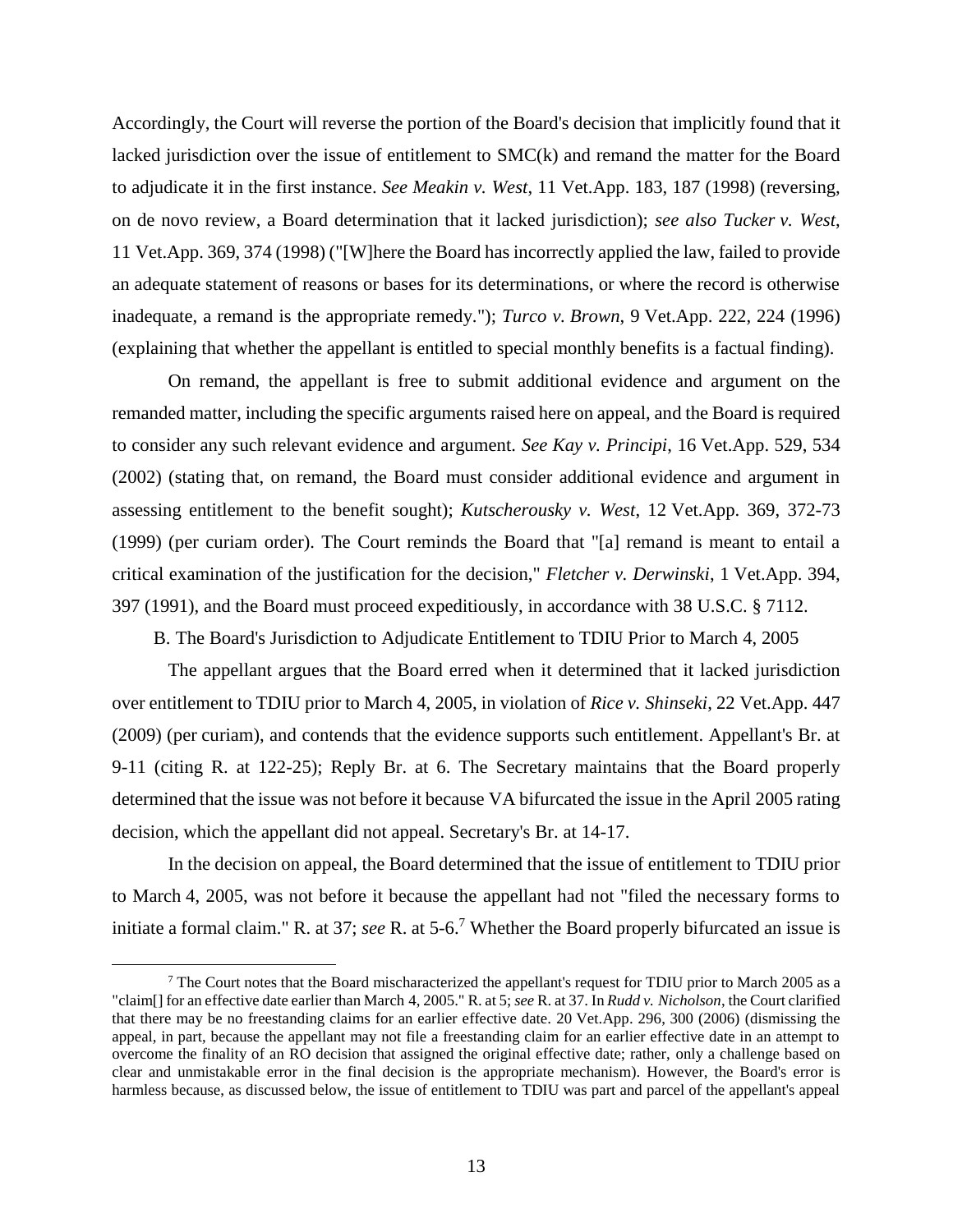Accordingly, the Court will reverse the portion of the Board's decision that implicitly found that it lacked jurisdiction over the issue of entitlement to SMC(k) and remand the matter for the Board to adjudicate it in the first instance. *See Meakin v. West*, 11 Vet.App. 183, 187 (1998) (reversing, on de novo review, a Board determination that it lacked jurisdiction); *see also Tucker v. West*, 11 Vet.App. 369, 374 (1998) ("[W]here the Board has incorrectly applied the law, failed to provide an adequate statement of reasons or bases for its determinations, or where the record is otherwise inadequate, a remand is the appropriate remedy."); *Turco v. Brown*, 9 Vet.App. 222, 224 (1996) (explaining that whether the appellant is entitled to special monthly benefits is a factual finding).

On remand, the appellant is free to submit additional evidence and argument on the remanded matter, including the specific arguments raised here on appeal, and the Board is required to consider any such relevant evidence and argument. *See Kay v. Principi*, 16 Vet.App. 529, 534 (2002) (stating that, on remand, the Board must consider additional evidence and argument in assessing entitlement to the benefit sought); *Kutscherousky v. West*, 12 Vet.App. 369, 372-73 (1999) (per curiam order). The Court reminds the Board that "[a] remand is meant to entail a critical examination of the justification for the decision," *Fletcher v. Derwinski*, 1 Vet.App. 394, 397 (1991), and the Board must proceed expeditiously, in accordance with 38 U.S.C. § 7112.

B. The Board's Jurisdiction to Adjudicate Entitlement to TDIU Prior to March 4, 2005

The appellant argues that the Board erred when it determined that it lacked jurisdiction over entitlement to TDIU prior to March 4, 2005, in violation of *Rice v. Shinseki*, 22 Vet.App. 447 (2009) (per curiam), and contends that the evidence supports such entitlement. Appellant's Br. at 9-11 (citing R. at 122-25); Reply Br. at 6. The Secretary maintains that the Board properly determined that the issue was not before it because VA bifurcated the issue in the April 2005 rating decision, which the appellant did not appeal. Secretary's Br. at 14-17.

In the decision on appeal, the Board determined that the issue of entitlement to TDIU prior to March 4, 2005, was not before it because the appellant had not "filed the necessary forms to initiate a formal claim." R. at 37; *see* R. at 5-6.[7] Whether the Board properly bifurcated an issue is

[7] The Court notes that the Board mischaracterized the appellant's request for TDIU prior to March 2005 as a "claim[] for an effective date earlier than March 4, 2005." R. at 5; *see* R. at 37. In *Rudd v. Nicholson*, the Court clarified that there may be no freestanding claims for an earlier effective date. 20 Vet.App. 296, 300 (2006) (dismissing the appeal, in part, because the appellant may not file a freestanding claim for an earlier effective date in an attempt to overcome the finality of an RO decision that assigned the original effective date; rather, only a challenge based on clear and unmistakable error in the final decision is the appropriate mechanism). However, the Board's error is harmless because, as discussed below, the issue of entitlement to TDIU was part and parcel of the appellant's appeal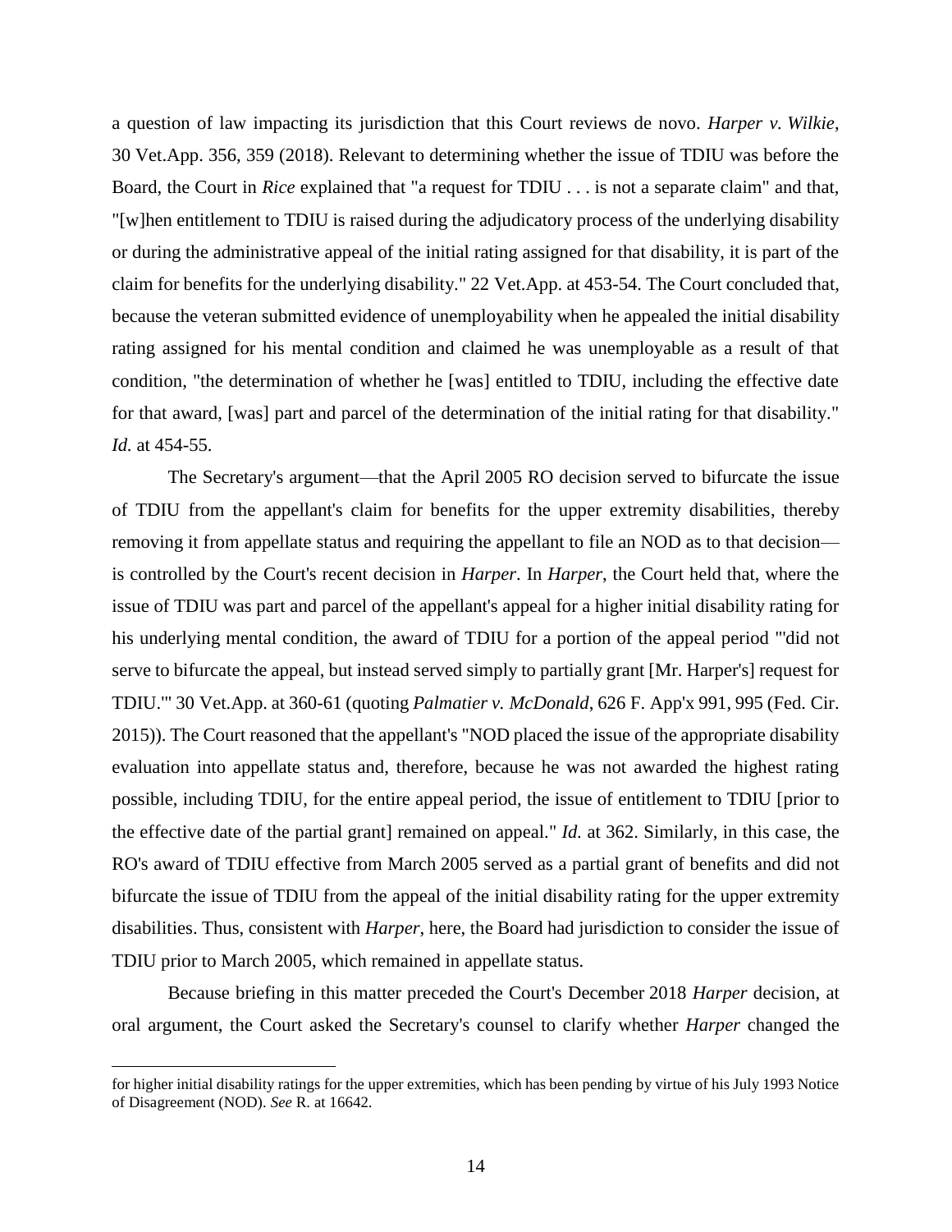a question of law impacting its jurisdiction that this Court reviews de novo. *Harper v. Wilkie*, 30 Vet.App. 356, 359 (2018). Relevant to determining whether the issue of TDIU was before the Board, the Court in *Rice* explained that "a request for TDIU . . . is not a separate claim" and that, "[w]hen entitlement to TDIU is raised during the adjudicatory process of the underlying disability or during the administrative appeal of the initial rating assigned for that disability, it is part of the claim for benefits for the underlying disability." 22 Vet.App. at 453-54. The Court concluded that, because the veteran submitted evidence of unemployability when he appealed the initial disability rating assigned for his mental condition and claimed he was unemployable as a result of that condition, "the determination of whether he [was] entitled to TDIU, including the effective date for that award, [was] part and parcel of the determination of the initial rating for that disability." *Id.* at 454-55.

The Secretary's argument—that the April 2005 RO decision served to bifurcate the issue of TDIU from the appellant's claim for benefits for the upper extremity disabilities, thereby removing it from appellate status and requiring the appellant to file an NOD as to that decision—is controlled by the Court's recent decision in *Harper*. In *Harper*, the Court held that, where the issue of TDIU was part and parcel of the appellant's appeal for a higher initial disability rating for his underlying mental condition, the award of TDIU for a portion of the appeal period "'did not serve to bifurcate the appeal, but instead served simply to partially grant [Mr. Harper's] request for TDIU.'" 30 Vet.App. at 360-61 (quoting *Palmatier v. McDonald*, 626 F. App'x 991, 995 (Fed. Cir. 2015)). The Court reasoned that the appellant's "NOD placed the issue of the appropriate disability evaluation into appellate status and, therefore, because he was not awarded the highest rating possible, including TDIU, for the entire appeal period, the issue of entitlement to TDIU [prior to the effective date of the partial grant] remained on appeal." *Id.* at 362. Similarly, in this case, the RO's award of TDIU effective from March 2005 served as a partial grant of benefits and did not bifurcate the issue of TDIU from the appeal of the initial disability rating for the upper extremity disabilities. Thus, consistent with *Harper*, here, the Board had jurisdiction to consider the issue of TDIU prior to March 2005, which remained in appellate status.

Because briefing in this matter preceded the Court's December 2018 *Harper* decision, at oral argument, the Court asked the Secretary's counsel to clarify whether *Harper* changed the

---

for higher initial disability ratings for the upper extremities, which has been pending by virtue of his July 1993 Notice of Disagreement (NOD). *See* R. at 16642.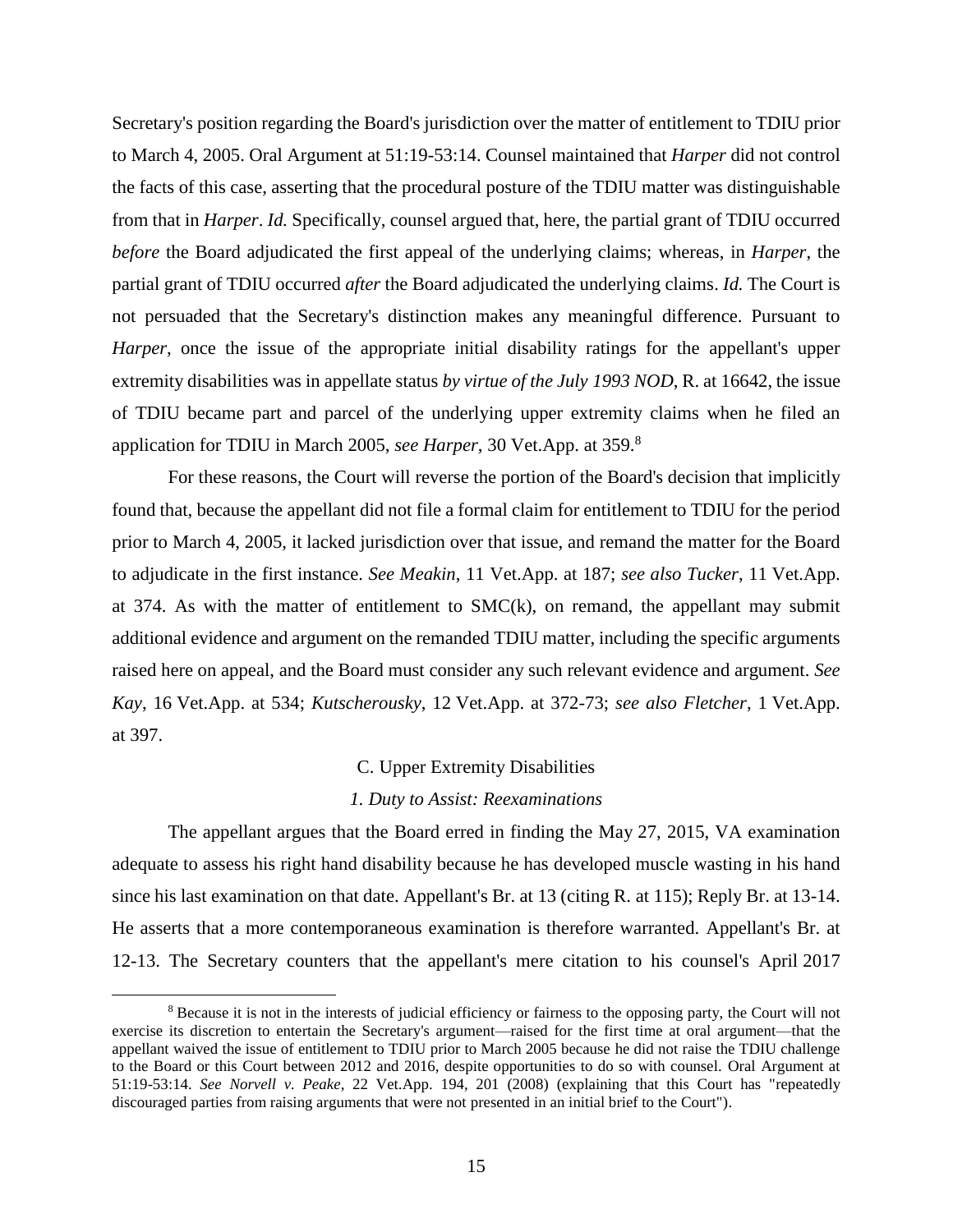Secretary's position regarding the Board's jurisdiction over the matter of entitlement to TDIU prior to March 4, 2005. Oral Argument at 51:19-53:14. Counsel maintained that *Harper* did not control the facts of this case, asserting that the procedural posture of the TDIU matter was distinguishable from that in *Harper*. *Id.* Specifically, counsel argued that, here, the partial grant of TDIU occurred *before* the Board adjudicated the first appeal of the underlying claims; whereas, in *Harper*, the partial grant of TDIU occurred *after* the Board adjudicated the underlying claims. *Id.* The Court is not persuaded that the Secretary's distinction makes any meaningful difference. Pursuant to *Harper*, once the issue of the appropriate initial disability ratings for the appellant's upper extremity disabilities was in appellate status *by virtue of the July 1993 NOD*, R. at 16642, the issue of TDIU became part and parcel of the underlying upper extremity claims when he filed an application for TDIU in March 2005, *see Harper*, 30 Vet.App. at 359.[8]

For these reasons, the Court will reverse the portion of the Board's decision that implicitly found that, because the appellant did not file a formal claim for entitlement to TDIU for the period prior to March 4, 2005, it lacked jurisdiction over that issue, and remand the matter for the Board to adjudicate in the first instance. *See Meakin*, 11 Vet.App. at 187; *see also Tucker*, 11 Vet.App. at 374. As with the matter of entitlement to SMC(k), on remand, the appellant may submit additional evidence and argument on the remanded TDIU matter, including the specific arguments raised here on appeal, and the Board must consider any such relevant evidence and argument. *See Kay*, 16 Vet.App. at 534; *Kutscherousky*, 12 Vet.App. at 372-73; *see also Fletcher*, 1 Vet.App. at 397.

### C. Upper Extremity Disabilities

#### *1. Duty to Assist: Reexaminations*

The appellant argues that the Board erred in finding the May 27, 2015, VA examination adequate to assess his right hand disability because he has developed muscle wasting in his hand since his last examination on that date. Appellant's Br. at 13 (citing R. at 115); Reply Br. at 13-14. He asserts that a more contemporaneous examination is therefore warranted. Appellant's Br. at 12-13. The Secretary counters that the appellant's mere citation to his counsel's April 2017

---

[8] Because it is not in the interests of judicial efficiency or fairness to the opposing party, the Court will not exercise its discretion to entertain the Secretary's argument—raised for the first time at oral argument—that the appellant waived the issue of entitlement to TDIU prior to March 2005 because he did not raise the TDIU challenge to the Board or this Court between 2012 and 2016, despite opportunities to do so with counsel. Oral Argument at 51:19-53:14. *See Norvell v. Peake*, 22 Vet.App. 194, 201 (2008) (explaining that this Court has "repeatedly discouraged parties from raising arguments that were not presented in an initial brief to the Court").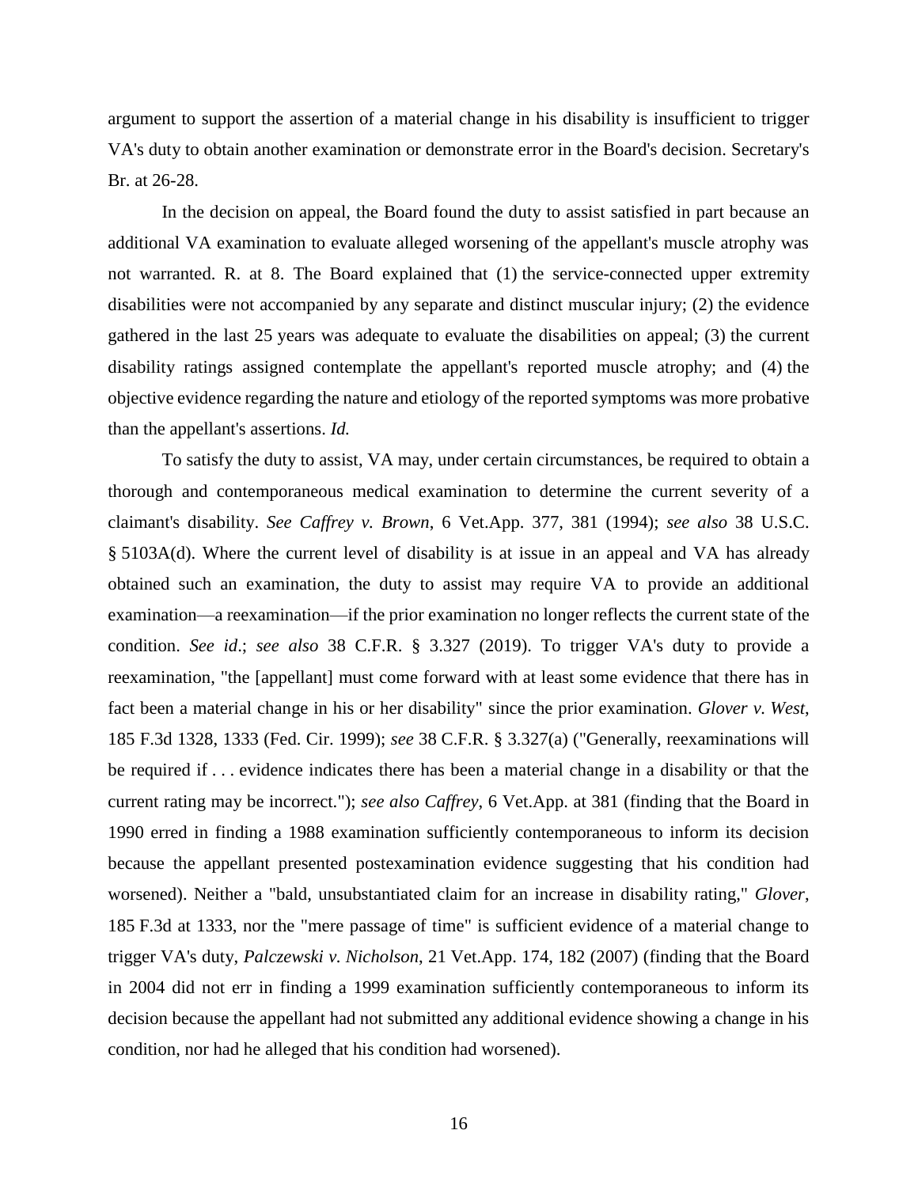argument to support the assertion of a material change in his disability is insufficient to trigger VA's duty to obtain another examination or demonstrate error in the Board's decision. Secretary's Br. at 26-28.

In the decision on appeal, the Board found the duty to assist satisfied in part because an additional VA examination to evaluate alleged worsening of the appellant's muscle atrophy was not warranted. R. at 8. The Board explained that (1) the service-connected upper extremity disabilities were not accompanied by any separate and distinct muscular injury; (2) the evidence gathered in the last 25 years was adequate to evaluate the disabilities on appeal; (3) the current disability ratings assigned contemplate the appellant's reported muscle atrophy; and (4) the objective evidence regarding the nature and etiology of the reported symptoms was more probative than the appellant's assertions. *Id.*

To satisfy the duty to assist, VA may, under certain circumstances, be required to obtain a thorough and contemporaneous medical examination to determine the current severity of a claimant's disability. *See Caffrey v. Brown*, 6 Vet.App. 377, 381 (1994); *see also* 38 U.S.C. § 5103A(d). Where the current level of disability is at issue in an appeal and VA has already obtained such an examination, the duty to assist may require VA to provide an additional examination—a reexamination—if the prior examination no longer reflects the current state of the condition. *See id*.; *see also* 38 C.F.R. § 3.327 (2019). To trigger VA's duty to provide a reexamination, "the [appellant] must come forward with at least some evidence that there has in fact been a material change in his or her disability" since the prior examination. *Glover v. West*, 185 F.3d 1328, 1333 (Fed. Cir. 1999); *see* 38 C.F.R. § 3.327(a) ("Generally, reexaminations will be required if . . . evidence indicates there has been a material change in a disability or that the current rating may be incorrect."); *see also Caffrey*, 6 Vet.App. at 381 (finding that the Board in 1990 erred in finding a 1988 examination sufficiently contemporaneous to inform its decision because the appellant presented postexamination evidence suggesting that his condition had worsened). Neither a "bald, unsubstantiated claim for an increase in disability rating," *Glover*, 185 F.3d at 1333, nor the "mere passage of time" is sufficient evidence of a material change to trigger VA's duty, *Palczewski v. Nicholson*, 21 Vet.App. 174, 182 (2007) (finding that the Board in 2004 did not err in finding a 1999 examination sufficiently contemporaneous to inform its decision because the appellant had not submitted any additional evidence showing a change in his condition, nor had he alleged that his condition had worsened).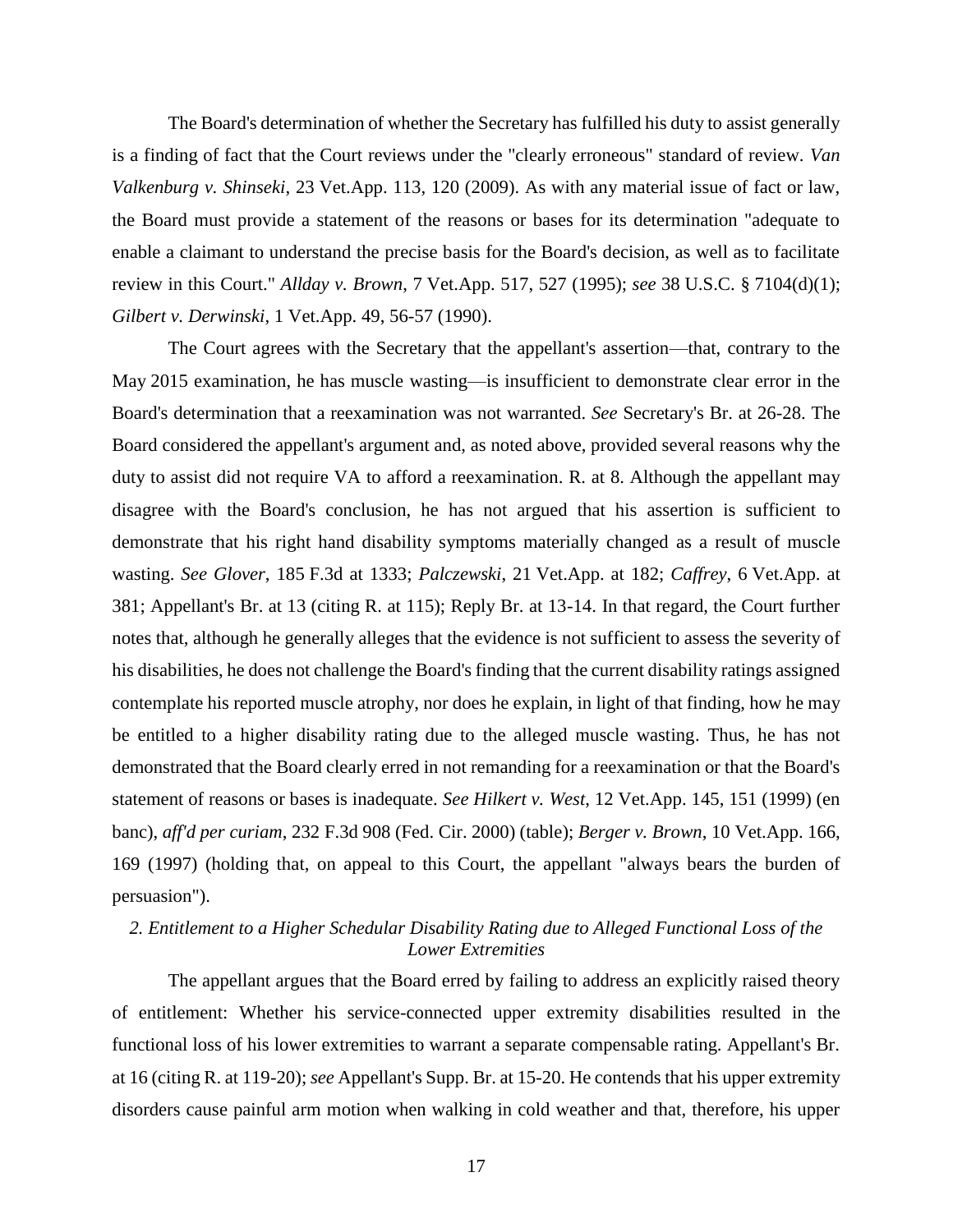The Board's determination of whether the Secretary has fulfilled his duty to assist generally is a finding of fact that the Court reviews under the "clearly erroneous" standard of review. *Van Valkenburg v. Shinseki*, 23 Vet.App. 113, 120 (2009). As with any material issue of fact or law, the Board must provide a statement of the reasons or bases for its determination "adequate to enable a claimant to understand the precise basis for the Board's decision, as well as to facilitate review in this Court." *Allday v. Brown*, 7 Vet.App. 517, 527 (1995); *see* 38 U.S.C. § 7104(d)(1); *Gilbert v. Derwinski*, 1 Vet.App. 49, 56-57 (1990).

The Court agrees with the Secretary that the appellant's assertion—that, contrary to the May 2015 examination, he has muscle wasting—is insufficient to demonstrate clear error in the Board's determination that a reexamination was not warranted. *See* Secretary's Br. at 26-28. The Board considered the appellant's argument and, as noted above, provided several reasons why the duty to assist did not require VA to afford a reexamination. R. at 8. Although the appellant may disagree with the Board's conclusion, he has not argued that his assertion is sufficient to demonstrate that his right hand disability symptoms materially changed as a result of muscle wasting. *See Glover*, 185 F.3d at 1333; *Palczewski*, 21 Vet.App. at 182; *Caffrey*, 6 Vet.App. at 381; Appellant's Br. at 13 (citing R. at 115); Reply Br. at 13-14. In that regard, the Court further notes that, although he generally alleges that the evidence is not sufficient to assess the severity of his disabilities, he does not challenge the Board's finding that the current disability ratings assigned contemplate his reported muscle atrophy, nor does he explain, in light of that finding, how he may be entitled to a higher disability rating due to the alleged muscle wasting. Thus, he has not demonstrated that the Board clearly erred in not remanding for a reexamination or that the Board's statement of reasons or bases is inadequate. *See Hilkert v. West*, 12 Vet.App. 145, 151 (1999) (en banc), *aff'd per curiam*, 232 F.3d 908 (Fed. Cir. 2000) (table); *Berger v. Brown*, 10 Vet.App. 166, 169 (1997) (holding that, on appeal to this Court, the appellant "always bears the burden of persuasion").

### *2. Entitlement to a Higher Schedular Disability Rating due to Alleged Functional Loss of the Lower Extremities*

The appellant argues that the Board erred by failing to address an explicitly raised theory of entitlement: Whether his service-connected upper extremity disabilities resulted in the functional loss of his lower extremities to warrant a separate compensable rating. Appellant's Br. at 16 (citing R. at 119-20); *see* Appellant's Supp. Br. at 15-20. He contends that his upper extremity disorders cause painful arm motion when walking in cold weather and that, therefore, his upper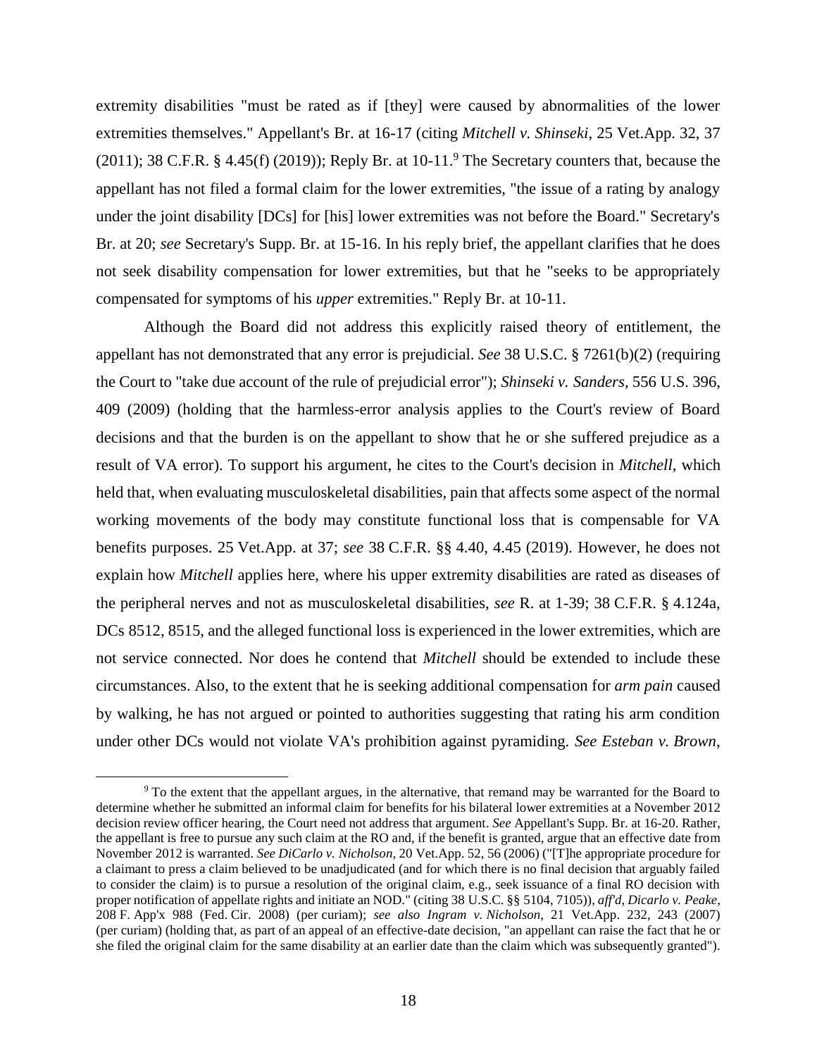extremity disabilities "must be rated as if [they] were caused by abnormalities of the lower extremities themselves." Appellant's Br. at 16-17 (citing *Mitchell v. Shinseki*, 25 Vet.App. 32, 37 (2011); 38 C.F.R. § 4.45(f) (2019)); Reply Br. at 10-11.[9] The Secretary counters that, because the appellant has not filed a formal claim for the lower extremities, "the issue of a rating by analogy under the joint disability [DCs] for [his] lower extremities was not before the Board." Secretary's Br. at 20; *see* Secretary's Supp. Br. at 15-16. In his reply brief, the appellant clarifies that he does not seek disability compensation for lower extremities, but that he "seeks to be appropriately compensated for symptoms of his *upper* extremities." Reply Br. at 10-11.

Although the Board did not address this explicitly raised theory of entitlement, the appellant has not demonstrated that any error is prejudicial. *See* 38 U.S.C. § 7261(b)(2) (requiring the Court to "take due account of the rule of prejudicial error"); *Shinseki v. Sanders*, 556 U.S. 396, 409 (2009) (holding that the harmless-error analysis applies to the Court's review of Board decisions and that the burden is on the appellant to show that he or she suffered prejudice as a result of VA error). To support his argument, he cites to the Court's decision in *Mitchell*, which held that, when evaluating musculoskeletal disabilities, pain that affects some aspect of the normal working movements of the body may constitute functional loss that is compensable for VA benefits purposes. 25 Vet.App. at 37; *see* 38 C.F.R. §§ 4.40, 4.45 (2019). However, he does not explain how *Mitchell* applies here, where his upper extremity disabilities are rated as diseases of the peripheral nerves and not as musculoskeletal disabilities, *see* R. at 1-39; 38 C.F.R. § 4.124a, DCs 8512, 8515, and the alleged functional loss is experienced in the lower extremities, which are not service connected. Nor does he contend that *Mitchell* should be extended to include these circumstances. Also, to the extent that he is seeking additional compensation for *arm pain* caused by walking, he has not argued or pointed to authorities suggesting that rating his arm condition under other DCs would not violate VA's prohibition against pyramiding. *See Esteban v. Brown*,

[9] To the extent that the appellant argues, in the alternative, that remand may be warranted for the Board to determine whether he submitted an informal claim for benefits for his bilateral lower extremities at a November 2012 decision review officer hearing, the Court need not address that argument. *See* Appellant's Supp. Br. at 16-20. Rather, the appellant is free to pursue any such claim at the RO and, if the benefit is granted, argue that an effective date from November 2012 is warranted. *See DiCarlo v. Nicholson*, 20 Vet.App. 52, 56 (2006) ("[T]he appropriate procedure for a claimant to press a claim believed to be unadjudicated (and for which there is no final decision that arguably failed to consider the claim) is to pursue a resolution of the original claim, e.g., seek issuance of a final RO decision with proper notification of appellate rights and initiate an NOD." (citing 38 U.S.C. §§ 5104, 7105)), *aff'd*, *Dicarlo v. Peake*, 208 F. App'x 988 (Fed. Cir. 2008) (per curiam); *see also Ingram v. Nicholson*, 21 Vet.App. 232, 243 (2007) (per curiam) (holding that, as part of an appeal of an effective-date decision, "an appellant can raise the fact that he or she filed the original claim for the same disability at an earlier date than the claim which was subsequently granted").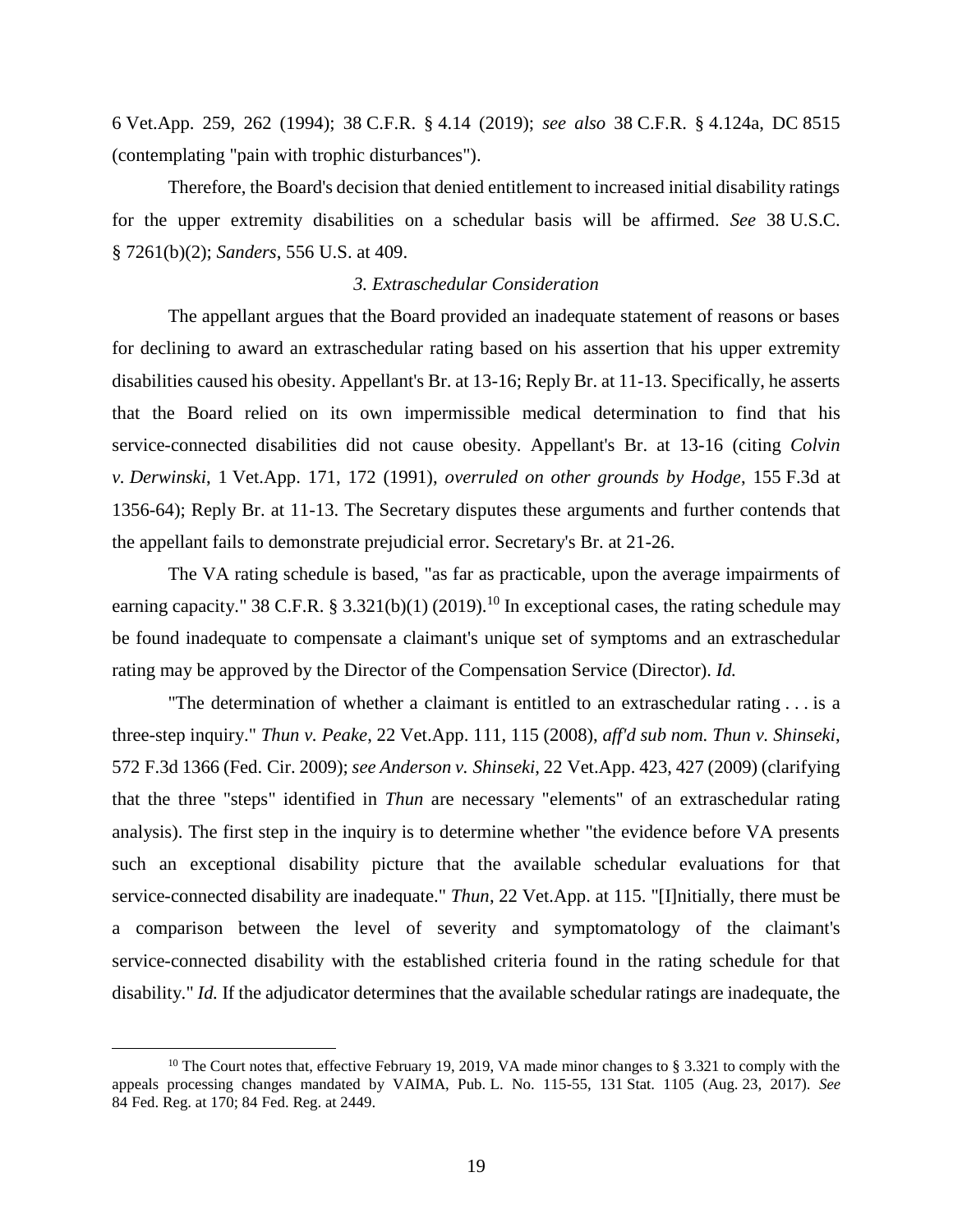6 Vet.App. 259, 262 (1994); 38 C.F.R. § 4.14 (2019); *see also* 38 C.F.R. § 4.124a, DC 8515 (contemplating "pain with trophic disturbances").

Therefore, the Board's decision that denied entitlement to increased initial disability ratings for the upper extremity disabilities on a schedular basis will be affirmed. *See* 38 U.S.C. § 7261(b)(2); *Sanders*, 556 U.S. at 409.

### *3. Extraschedular Consideration*

The appellant argues that the Board provided an inadequate statement of reasons or bases for declining to award an extraschedular rating based on his assertion that his upper extremity disabilities caused his obesity. Appellant's Br. at 13-16; Reply Br. at 11-13. Specifically, he asserts that the Board relied on its own impermissible medical determination to find that his service-connected disabilities did not cause obesity. Appellant's Br. at 13-16 (citing *Colvin v. Derwinski*, 1 Vet.App. 171, 172 (1991), *overruled on other grounds by Hodge*, 155 F.3d at 1356-64); Reply Br. at 11-13. The Secretary disputes these arguments and further contends that the appellant fails to demonstrate prejudicial error. Secretary's Br. at 21-26.

The VA rating schedule is based, "as far as practicable, upon the average impairments of earning capacity." 38 C.F.R. § 3.321(b)(1) (2019).[10] In exceptional cases, the rating schedule may be found inadequate to compensate a claimant's unique set of symptoms and an extraschedular rating may be approved by the Director of the Compensation Service (Director). *Id.*

"The determination of whether a claimant is entitled to an extraschedular rating . . . is a three-step inquiry." *Thun v. Peake*, 22 Vet.App. 111, 115 (2008), *aff'd sub nom. Thun v. Shinseki*, 572 F.3d 1366 (Fed. Cir. 2009); *see Anderson v. Shinseki*, 22 Vet.App. 423, 427 (2009) (clarifying that the three "steps" identified in *Thun* are necessary "elements" of an extraschedular rating analysis). The first step in the inquiry is to determine whether "the evidence before VA presents such an exceptional disability picture that the available schedular evaluations for that service-connected disability are inadequate." *Thun*, 22 Vet.App. at 115. "[I]nitially, there must be a comparison between the level of severity and symptomatology of the claimant's service-connected disability with the established criteria found in the rating schedule for that disability." *Id.* If the adjudicator determines that the available schedular ratings are inadequate, the

---

[10] The Court notes that, effective February 19, 2019, VA made minor changes to § 3.321 to comply with the appeals processing changes mandated by VAIMA, Pub. L. No. 115-55, 131 Stat. 1105 (Aug. 23, 2017). *See* 84 Fed. Reg. at 170; 84 Fed. Reg. at 2449.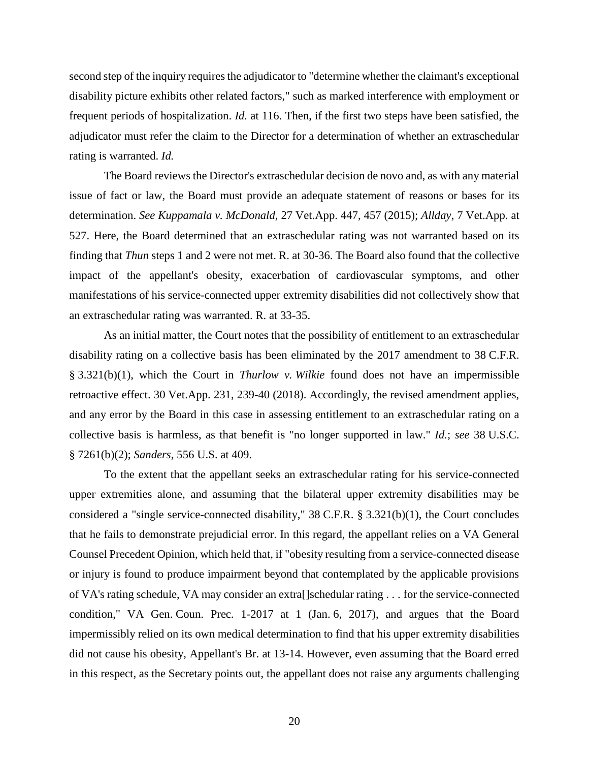second step of the inquiry requires the adjudicator to "determine whether the claimant's exceptional disability picture exhibits other related factors," such as marked interference with employment or frequent periods of hospitalization. *Id.* at 116. Then, if the first two steps have been satisfied, the adjudicator must refer the claim to the Director for a determination of whether an extraschedular rating is warranted. *Id.*

The Board reviews the Director's extraschedular decision de novo and, as with any material issue of fact or law, the Board must provide an adequate statement of reasons or bases for its determination. *See Kuppamala v. McDonald*, 27 Vet.App. 447, 457 (2015); *Allday*, 7 Vet.App. at 527. Here, the Board determined that an extraschedular rating was not warranted based on its finding that *Thun* steps 1 and 2 were not met. R. at 30-36. The Board also found that the collective impact of the appellant's obesity, exacerbation of cardiovascular symptoms, and other manifestations of his service-connected upper extremity disabilities did not collectively show that an extraschedular rating was warranted. R. at 33-35.

As an initial matter, the Court notes that the possibility of entitlement to an extraschedular disability rating on a collective basis has been eliminated by the 2017 amendment to 38 C.F.R. § 3.321(b)(1), which the Court in *Thurlow v. Wilkie* found does not have an impermissible retroactive effect. 30 Vet.App. 231, 239-40 (2018). Accordingly, the revised amendment applies, and any error by the Board in this case in assessing entitlement to an extraschedular rating on a collective basis is harmless, as that benefit is "no longer supported in law." *Id.*; *see* 38 U.S.C. § 7261(b)(2); *Sanders*, 556 U.S. at 409.

To the extent that the appellant seeks an extraschedular rating for his service-connected upper extremities alone, and assuming that the bilateral upper extremity disabilities may be considered a "single service-connected disability," 38 C.F.R. § 3.321(b)(1), the Court concludes that he fails to demonstrate prejudicial error. In this regard, the appellant relies on a VA General Counsel Precedent Opinion, which held that, if "obesity resulting from a service-connected disease or injury is found to produce impairment beyond that contemplated by the applicable provisions of VA's rating schedule, VA may consider an extra[]schedular rating . . . for the service-connected condition," VA Gen. Coun. Prec. 1-2017 at 1 (Jan. 6, 2017), and argues that the Board impermissibly relied on its own medical determination to find that his upper extremity disabilities did not cause his obesity, Appellant's Br. at 13-14. However, even assuming that the Board erred in this respect, as the Secretary points out, the appellant does not raise any arguments challenging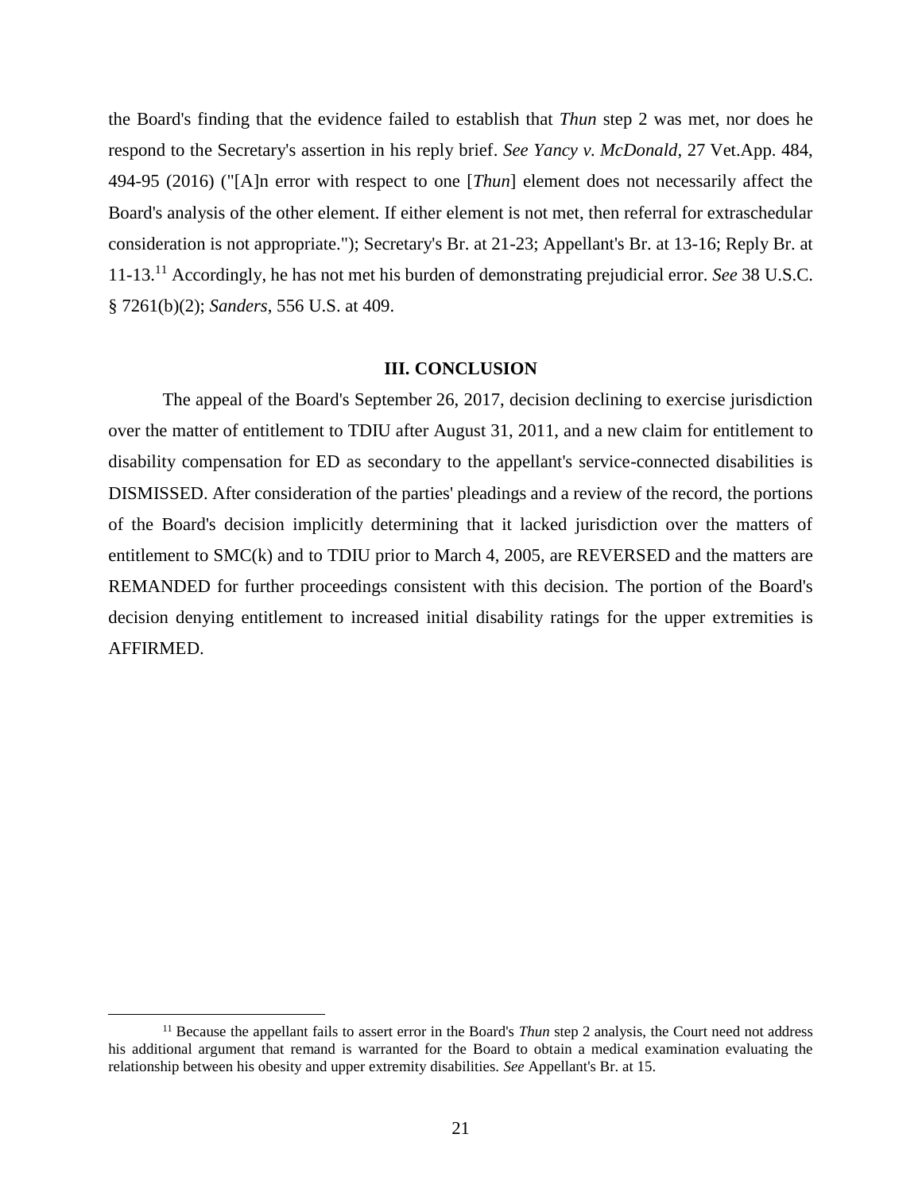the Board's finding that the evidence failed to establish that *Thun* step 2 was met, nor does he respond to the Secretary's assertion in his reply brief. *See Yancy v. McDonald*, 27 Vet.App. 484, 494-95 (2016) ("[A]n error with respect to one [*Thun*] element does not necessarily affect the Board's analysis of the other element. If either element is not met, then referral for extraschedular consideration is not appropriate."); Secretary's Br. at 21-23; Appellant's Br. at 13-16; Reply Br. at 11-13.[11] Accordingly, he has not met his burden of demonstrating prejudicial error. *See* 38 U.S.C. § 7261(b)(2); *Sanders*, 556 U.S. at 409.

## III. CONCLUSION

The appeal of the Board's September 26, 2017, decision declining to exercise jurisdiction over the matter of entitlement to TDIU after August 31, 2011, and a new claim for entitlement to disability compensation for ED as secondary to the appellant's service-connected disabilities is DISMISSED. After consideration of the parties' pleadings and a review of the record, the portions of the Board's decision implicitly determining that it lacked jurisdiction over the matters of entitlement to SMC(k) and to TDIU prior to March 4, 2005, are REVERSED and the matters are REMANDED for further proceedings consistent with this decision. The portion of the Board's decision denying entitlement to increased initial disability ratings for the upper extremities is AFFIRMED.

[11] Because the appellant fails to assert error in the Board's *Thun* step 2 analysis, the Court need not address his additional argument that remand is warranted for the Board to obtain a medical examination evaluating the relationship between his obesity and upper extremity disabilities. *See* Appellant's Br. at 15.